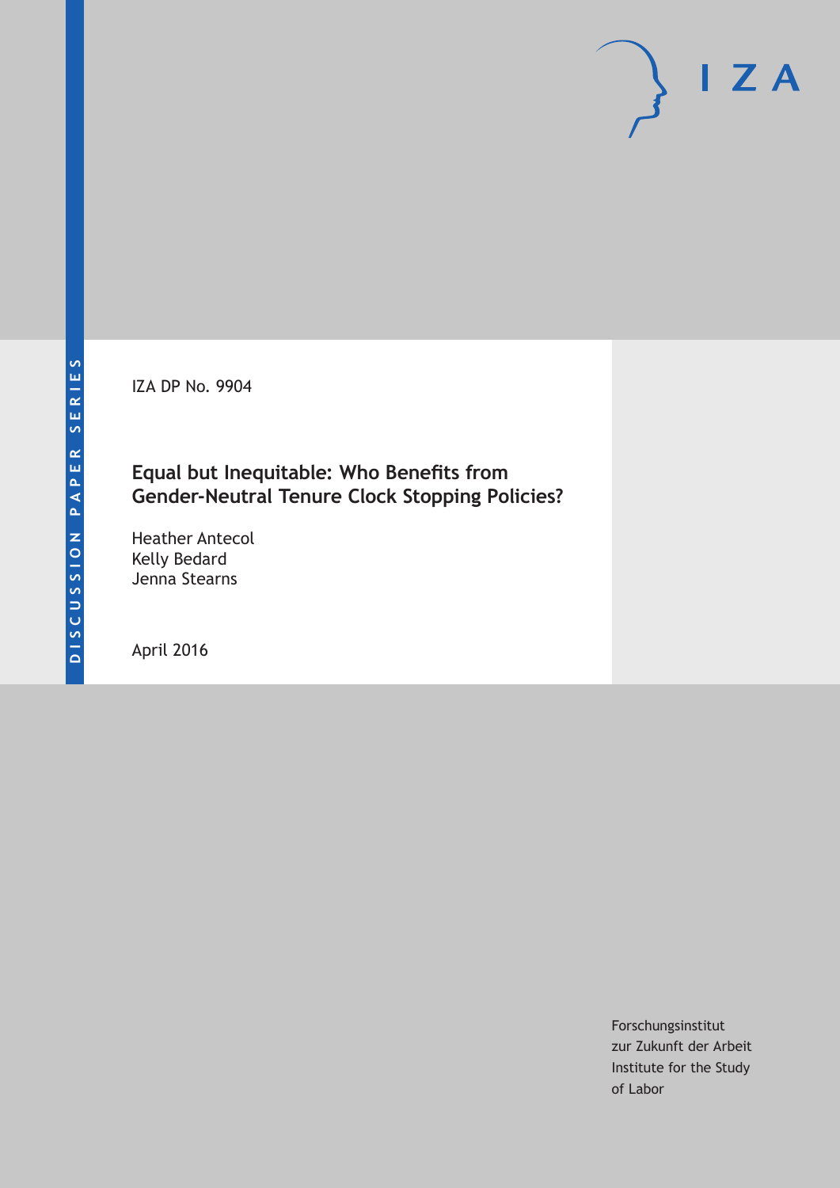DISCUSSION PAPER SERIES

IZA DP No. 9904

# Equal but Inequitable: Who Benefits from Gender-Neutral Tenure Clock Stopping Policies?

Heather Antecol
Kelly Bedard
Jenna Stearns

April 2016

Forschungsinstitut
zur Zukunft der Arbeit
Institute for the Study
of Labor

IZA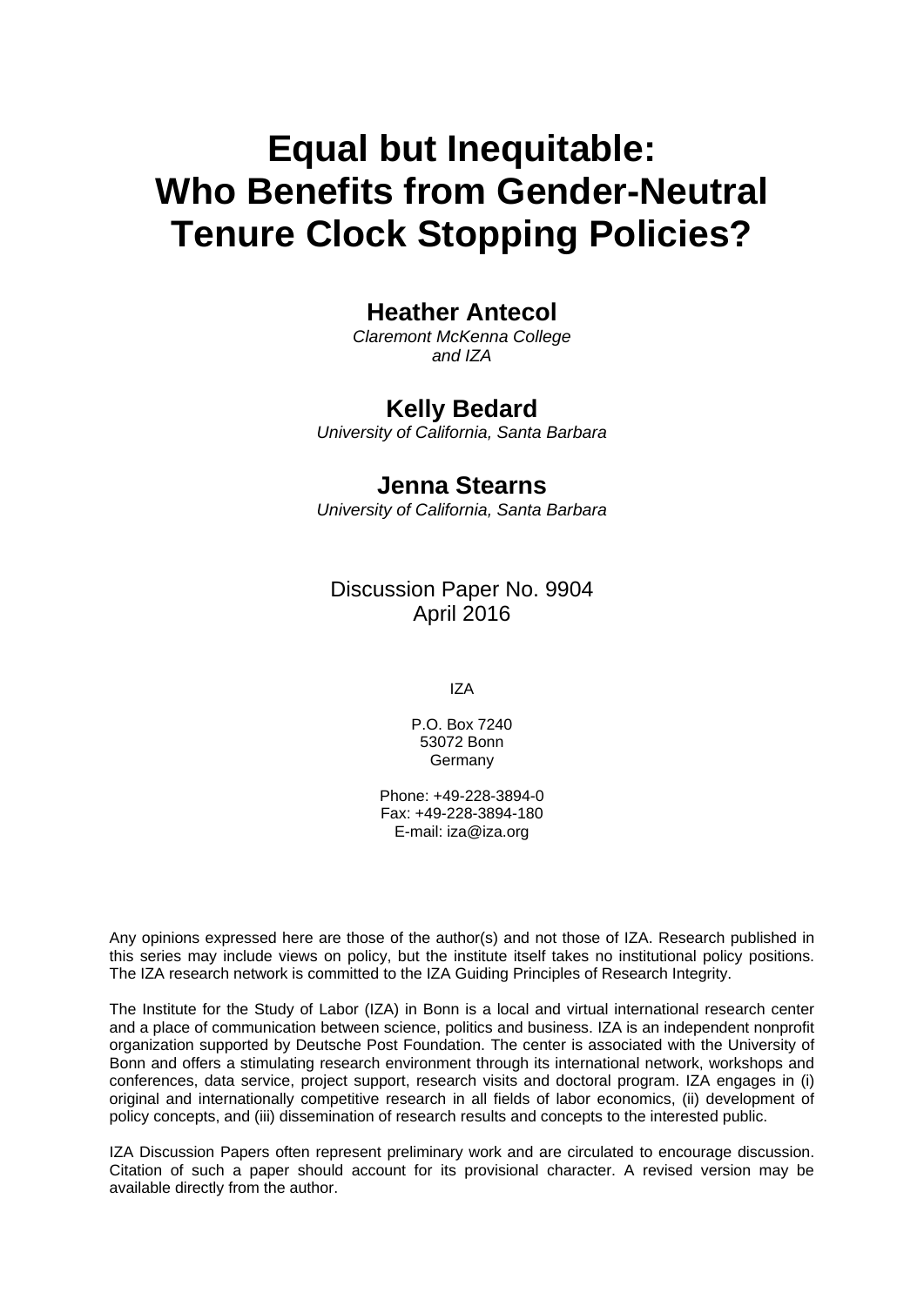# Equal but Inequitable: Who Benefits from Gender-Neutral Tenure Clock Stopping Policies?

**Heather Antecol**
*Claremont McKenna College and IZA*

**Kelly Bedard**
*University of California, Santa Barbara*

**Jenna Stearns**
*University of California, Santa Barbara*

Discussion Paper No. 9904
April 2016

IZA

P.O. Box 7240
53072 Bonn
Germany

Phone: +49-228-3894-0
Fax: +49-228-3894-180
E-mail: iza@iza.org

Any opinions expressed here are those of the author(s) and not those of IZA. Research published in this series may include views on policy, but the institute itself takes no institutional policy positions. The IZA research network is committed to the IZA Guiding Principles of Research Integrity.

The Institute for the Study of Labor (IZA) in Bonn is a local and virtual international research center and a place of communication between science, politics and business. IZA is an independent nonprofit organization supported by Deutsche Post Foundation. The center is associated with the University of Bonn and offers a stimulating research environment through its international network, workshops and conferences, data service, project support, research visits and doctoral program. IZA engages in (i) original and internationally competitive research in all fields of labor economics, (ii) development of policy concepts, and (iii) dissemination of research results and concepts to the interested public.

IZA Discussion Papers often represent preliminary work and are circulated to encourage discussion. Citation of such a paper should account for its provisional character. A revised version may be available directly from the author.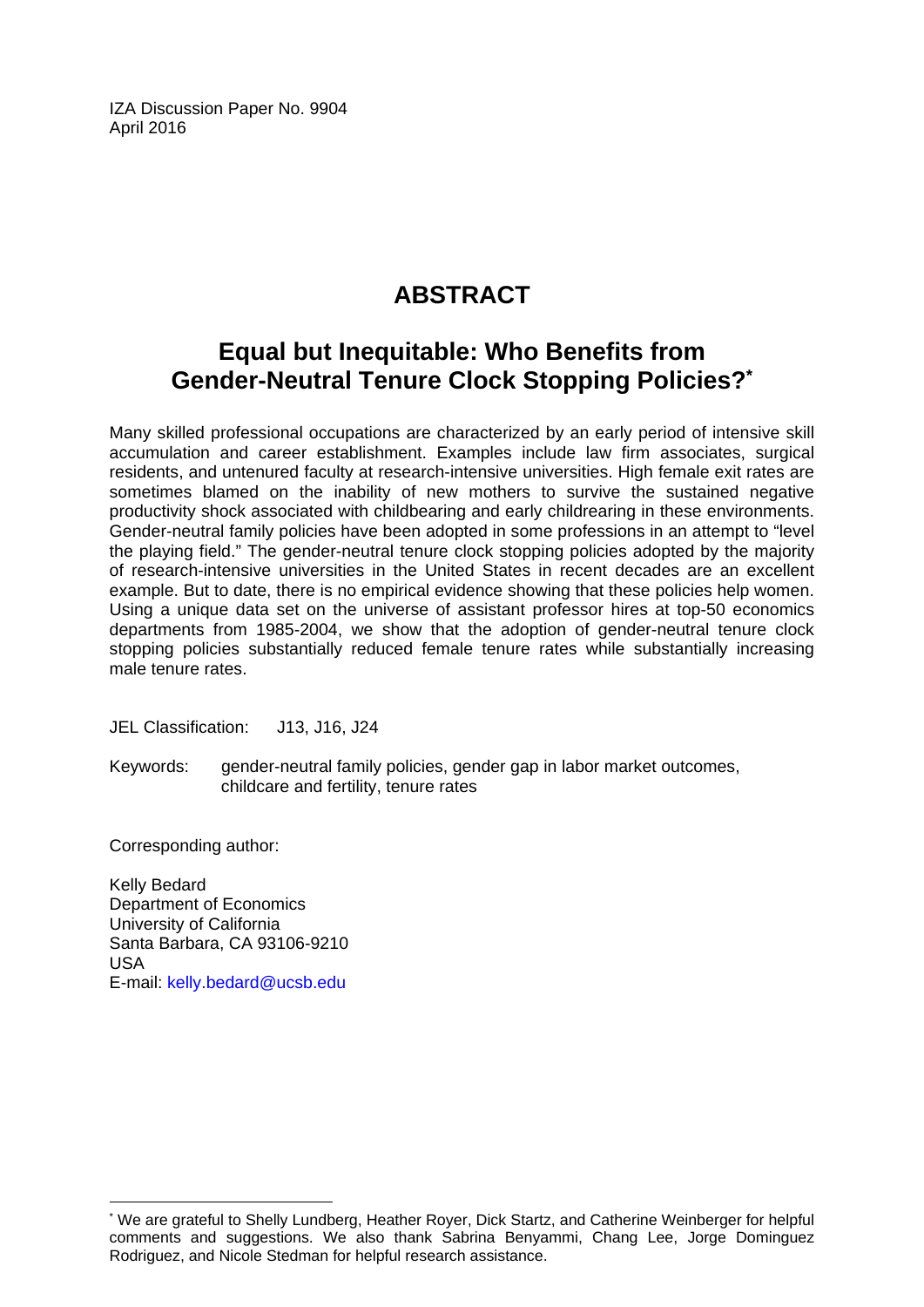IZA Discussion Paper No. 9904
April 2016

# ABSTRACT

## Equal but Inequitable: Who Benefits from Gender-Neutral Tenure Clock Stopping Policies?*

Many skilled professional occupations are characterized by an early period of intensive skill accumulation and career establishment. Examples include law firm associates, surgical residents, and untenured faculty at research-intensive universities. High female exit rates are sometimes blamed on the inability of new mothers to survive the sustained negative productivity shock associated with childbearing and early childrearing in these environments. Gender-neutral family policies have been adopted in some professions in an attempt to "level the playing field." The gender-neutral tenure clock stopping policies adopted by the majority of research-intensive universities in the United States in recent decades are an excellent example. But to date, there is no empirical evidence showing that these policies help women. Using a unique data set on the universe of assistant professor hires at top-50 economics departments from 1985-2004, we show that the adoption of gender-neutral tenure clock stopping policies substantially reduced female tenure rates while substantially increasing male tenure rates.

JEL Classification: J13, J16, J24

Keywords: gender-neutral family policies, gender gap in labor market outcomes, childcare and fertility, tenure rates

Corresponding author:

Kelly Bedard
Department of Economics
University of California
Santa Barbara, CA 93106-9210
USA
E-mail: kelly.bedard@ucsb.edu

* We are grateful to Shelly Lundberg, Heather Royer, Dick Startz, and Catherine Weinberger for helpful comments and suggestions. We also thank Sabrina Benyammi, Chang Lee, Jorge Dominguez Rodriguez, and Nicole Stedman for helpful research assistance.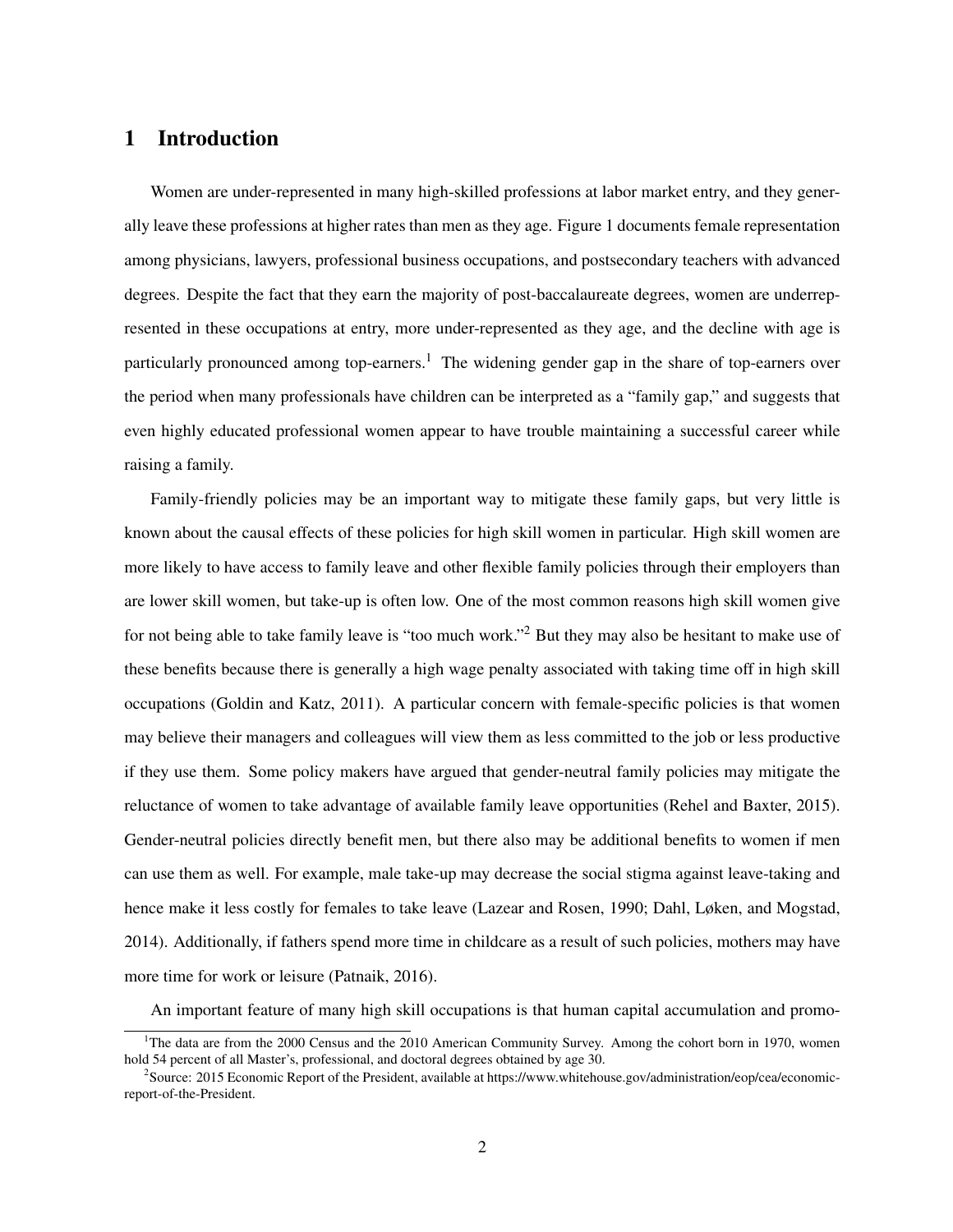# 1 Introduction

Women are under-represented in many high-skilled professions at labor market entry, and they generally leave these professions at higher rates than men as they age. Figure 1 documents female representation among physicians, lawyers, professional business occupations, and postsecondary teachers with advanced degrees. Despite the fact that they earn the majority of post-baccalaureate degrees, women are underrepresented in these occupations at entry, more under-represented as they age, and the decline with age is particularly pronounced among top-earners.[1] The widening gender gap in the share of top-earners over the period when many professionals have children can be interpreted as a "family gap," and suggests that even highly educated professional women appear to have trouble maintaining a successful career while raising a family.

Family-friendly policies may be an important way to mitigate these family gaps, but very little is known about the causal effects of these policies for high skill women in particular. High skill women are more likely to have access to family leave and other flexible family policies through their employers than are lower skill women, but take-up is often low. One of the most common reasons high skill women give for not being able to take family leave is "too much work."[2] But they may also be hesitant to make use of these benefits because there is generally a high wage penalty associated with taking time off in high skill occupations (Goldin and Katz, 2011). A particular concern with female-specific policies is that women may believe their managers and colleagues will view them as less committed to the job or less productive if they use them. Some policy makers have argued that gender-neutral family policies may mitigate the reluctance of women to take advantage of available family leave opportunities (Rehel and Baxter, 2015). Gender-neutral policies directly benefit men, but there also may be additional benefits to women if men can use them as well. For example, male take-up may decrease the social stigma against leave-taking and hence make it less costly for females to take leave (Lazear and Rosen, 1990; Dahl, Løken, and Mogstad, 2014). Additionally, if fathers spend more time in childcare as a result of such policies, mothers may have more time for work or leisure (Patnaik, 2016).

An important feature of many high skill occupations is that human capital accumulation and promo-

[1] The data are from the 2000 Census and the 2010 American Community Survey. Among the cohort born in 1970, women hold 54 percent of all Master's, professional, and doctoral degrees obtained by age 30.

[2] Source: 2015 Economic Report of the President, available at https://www.whitehouse.gov/administration/eop/cea/economic-report-of-the-President.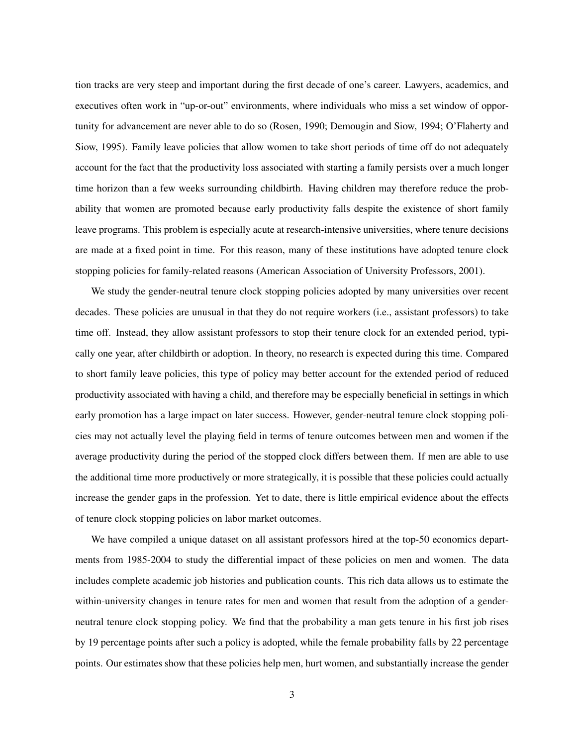tion tracks are very steep and important during the first decade of one's career. Lawyers, academics, and executives often work in "up-or-out" environments, where individuals who miss a set window of opportunity for advancement are never able to do so (Rosen, 1990; Demougin and Siow, 1994; O'Flaherty and Siow, 1995). Family leave policies that allow women to take short periods of time off do not adequately account for the fact that the productivity loss associated with starting a family persists over a much longer time horizon than a few weeks surrounding childbirth. Having children may therefore reduce the probability that women are promoted because early productivity falls despite the existence of short family leave programs. This problem is especially acute at research-intensive universities, where tenure decisions are made at a fixed point in time. For this reason, many of these institutions have adopted tenure clock stopping policies for family-related reasons (American Association of University Professors, 2001).

We study the gender-neutral tenure clock stopping policies adopted by many universities over recent decades. These policies are unusual in that they do not require workers (i.e., assistant professors) to take time off. Instead, they allow assistant professors to stop their tenure clock for an extended period, typically one year, after childbirth or adoption. In theory, no research is expected during this time. Compared to short family leave policies, this type of policy may better account for the extended period of reduced productivity associated with having a child, and therefore may be especially beneficial in settings in which early promotion has a large impact on later success. However, gender-neutral tenure clock stopping policies may not actually level the playing field in terms of tenure outcomes between men and women if the average productivity during the period of the stopped clock differs between them. If men are able to use the additional time more productively or more strategically, it is possible that these policies could actually increase the gender gaps in the profession. Yet to date, there is little empirical evidence about the effects of tenure clock stopping policies on labor market outcomes.

We have compiled a unique dataset on all assistant professors hired at the top-50 economics departments from 1985-2004 to study the differential impact of these policies on men and women. The data includes complete academic job histories and publication counts. This rich data allows us to estimate the within-university changes in tenure rates for men and women that result from the adoption of a gender-neutral tenure clock stopping policy. We find that the probability a man gets tenure in his first job rises by 19 percentage points after such a policy is adopted, while the female probability falls by 22 percentage points. Our estimates show that these policies help men, hurt women, and substantially increase the gender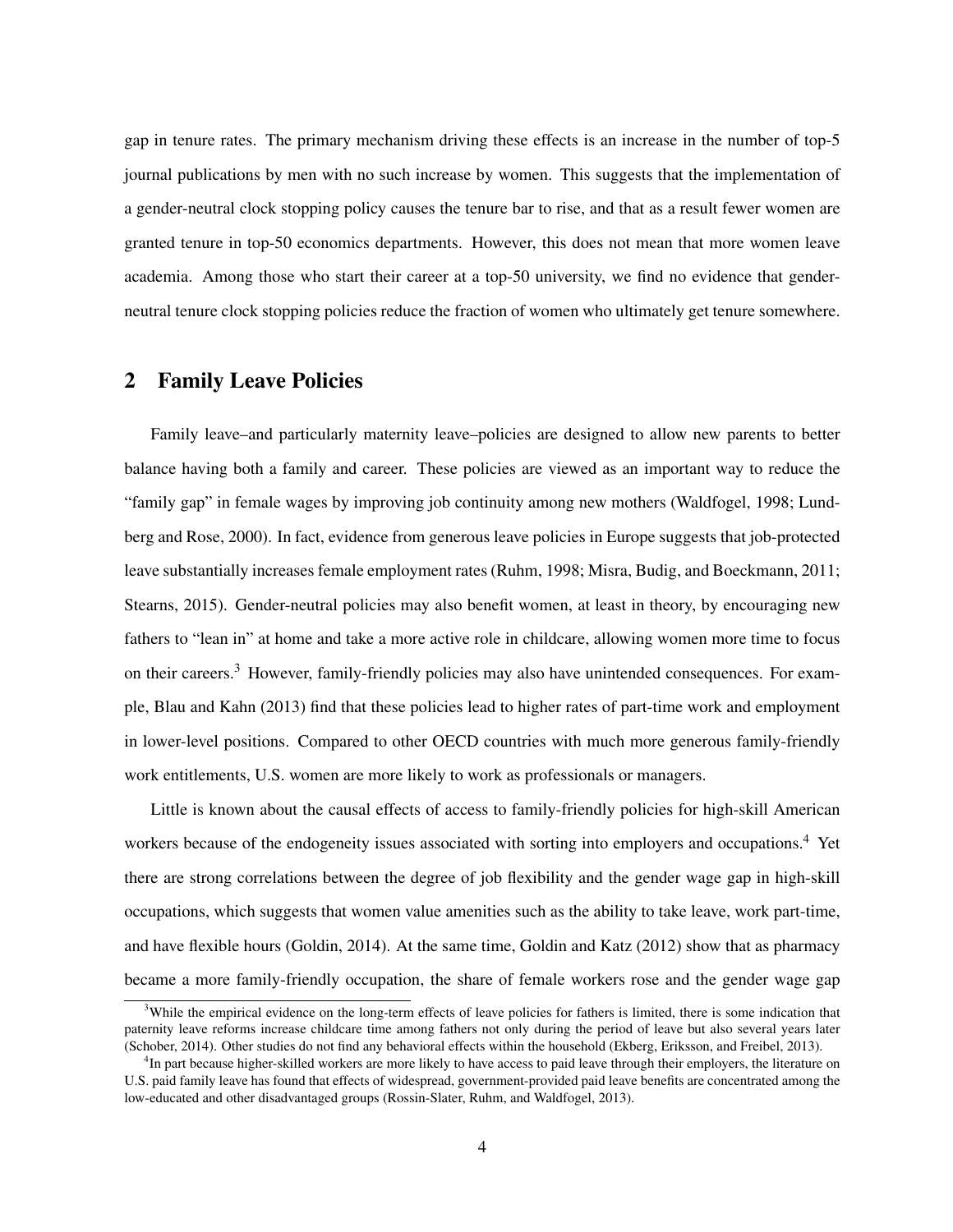gap in tenure rates. The primary mechanism driving these effects is an increase in the number of top-5 journal publications by men with no such increase by women. This suggests that the implementation of a gender-neutral clock stopping policy causes the tenure bar to rise, and that as a result fewer women are granted tenure in top-50 economics departments. However, this does not mean that more women leave academia. Among those who start their career at a top-50 university, we find no evidence that gender-neutral tenure clock stopping policies reduce the fraction of women who ultimately get tenure somewhere.

## 2 Family Leave Policies

Family leave–and particularly maternity leave–policies are designed to allow new parents to better balance having both a family and career. These policies are viewed as an important way to reduce the "family gap" in female wages by improving job continuity among new mothers (Waldfogel, 1998; Lundberg and Rose, 2000). In fact, evidence from generous leave policies in Europe suggests that job-protected leave substantially increases female employment rates (Ruhm, 1998; Misra, Budig, and Boeckmann, 2011; Stearns, 2015). Gender-neutral policies may also benefit women, at least in theory, by encouraging new fathers to "lean in" at home and take a more active role in childcare, allowing women more time to focus on their careers.[3] However, family-friendly policies may also have unintended consequences. For example, Blau and Kahn (2013) find that these policies lead to higher rates of part-time work and employment in lower-level positions. Compared to other OECD countries with much more generous family-friendly work entitlements, U.S. women are more likely to work as professionals or managers.

Little is known about the causal effects of access to family-friendly policies for high-skill American workers because of the endogeneity issues associated with sorting into employers and occupations.[4] Yet there are strong correlations between the degree of job flexibility and the gender wage gap in high-skill occupations, which suggests that women value amenities such as the ability to take leave, work part-time, and have flexible hours (Goldin, 2014). At the same time, Goldin and Katz (2012) show that as pharmacy became a more family-friendly occupation, the share of female workers rose and the gender wage gap

[3] While the empirical evidence on the long-term effects of leave policies for fathers is limited, there is some indication that paternity leave reforms increase childcare time among fathers not only during the period of leave but also several years later (Schober, 2014). Other studies do not find any behavioral effects within the household (Ekberg, Eriksson, and Freibel, 2013).

[4] In part because higher-skilled workers are more likely to have access to paid leave through their employers, the literature on U.S. paid family leave has found that effects of widespread, government-provided paid leave benefits are concentrated among the low-educated and other disadvantaged groups (Rossin-Slater, Ruhm, and Waldfogel, 2013).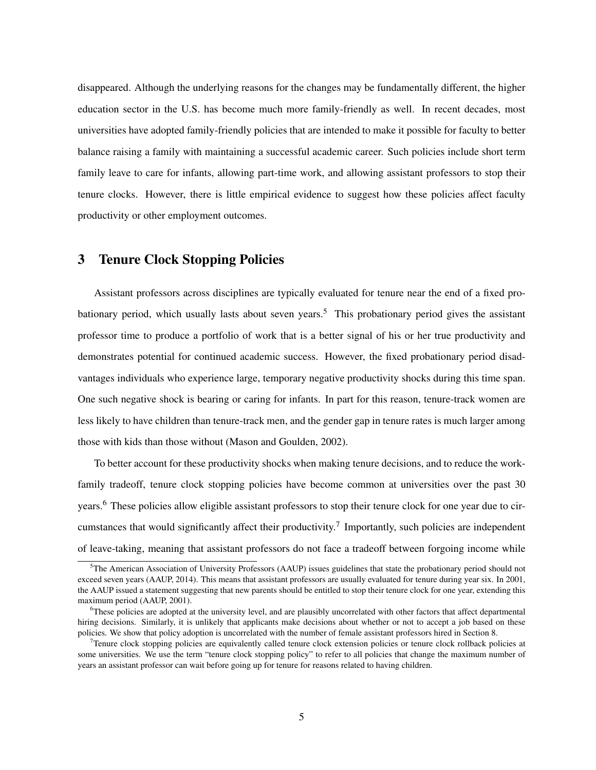disappeared. Although the underlying reasons for the changes may be fundamentally different, the higher education sector in the U.S. has become much more family-friendly as well. In recent decades, most universities have adopted family-friendly policies that are intended to make it possible for faculty to better balance raising a family with maintaining a successful academic career. Such policies include short term family leave to care for infants, allowing part-time work, and allowing assistant professors to stop their tenure clocks. However, there is little empirical evidence to suggest how these policies affect faculty productivity or other employment outcomes.

## 3 Tenure Clock Stopping Policies

Assistant professors across disciplines are typically evaluated for tenure near the end of a fixed probationary period, which usually lasts about seven years.[5] This probationary period gives the assistant professor time to produce a portfolio of work that is a better signal of his or her true productivity and demonstrates potential for continued academic success. However, the fixed probationary period disadvantages individuals who experience large, temporary negative productivity shocks during this time span. One such negative shock is bearing or caring for infants. In part for this reason, tenure-track women are less likely to have children than tenure-track men, and the gender gap in tenure rates is much larger among those with kids than those without (Mason and Goulden, 2002).

To better account for these productivity shocks when making tenure decisions, and to reduce the work-family tradeoff, tenure clock stopping policies have become common at universities over the past 30 years.[6] These policies allow eligible assistant professors to stop their tenure clock for one year due to circumstances that would significantly affect their productivity.[7] Importantly, such policies are independent of leave-taking, meaning that assistant professors do not face a tradeoff between forgoing income while

[5] The American Association of University Professors (AAUP) issues guidelines that state the probationary period should not exceed seven years (AAUP, 2014). This means that assistant professors are usually evaluated for tenure during year six. In 2001, the AAUP issued a statement suggesting that new parents should be entitled to stop their tenure clock for one year, extending this maximum period (AAUP, 2001).

[6] These policies are adopted at the university level, and are plausibly uncorrelated with other factors that affect departmental hiring decisions. Similarly, it is unlikely that applicants make decisions about whether or not to accept a job based on these policies. We show that policy adoption is uncorrelated with the number of female assistant professors hired in Section 8.

[7] Tenure clock stopping policies are equivalently called tenure clock extension policies or tenure clock rollback policies at some universities. We use the term "tenure clock stopping policy" to refer to all policies that change the maximum number of years an assistant professor can wait before going up for tenure for reasons related to having children.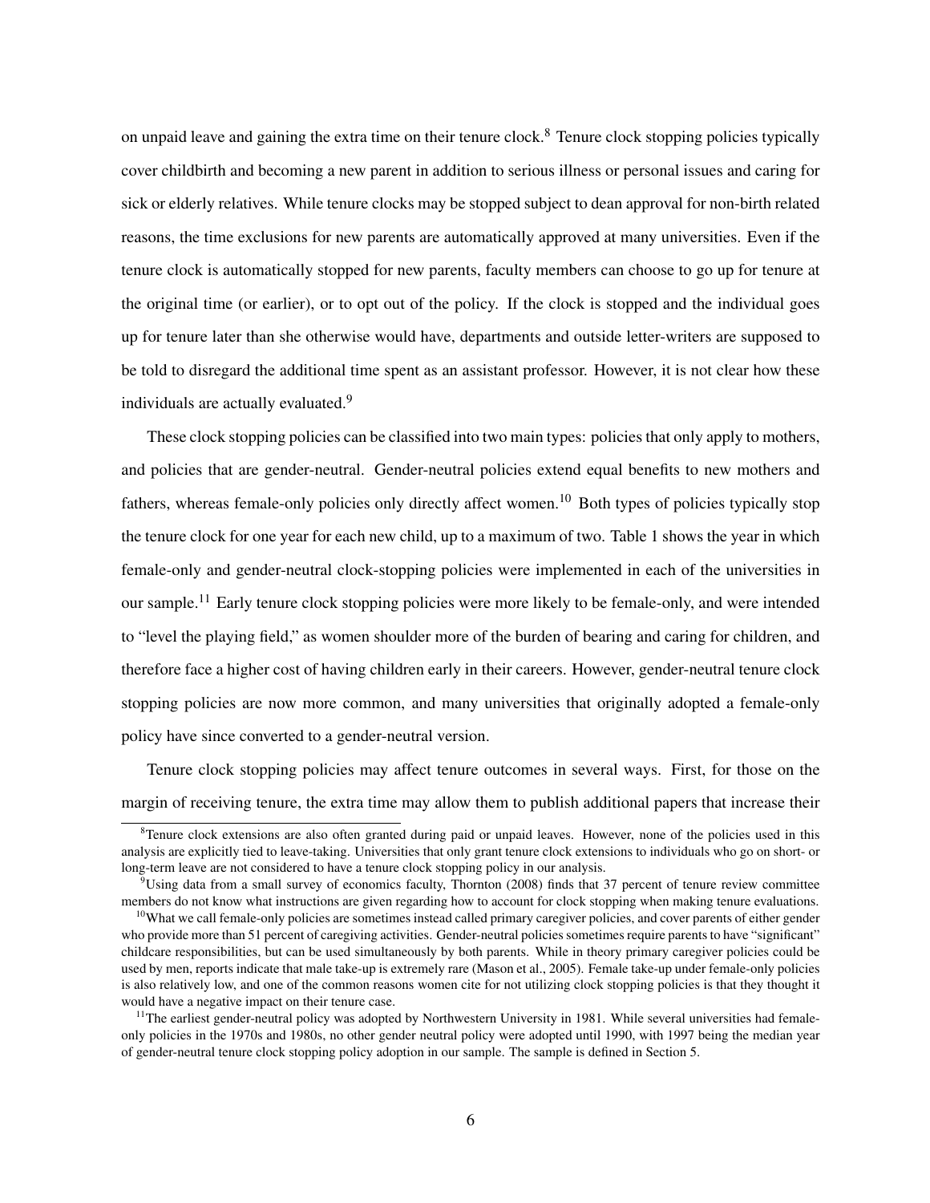on unpaid leave and gaining the extra time on their tenure clock.[8] Tenure clock stopping policies typically cover childbirth and becoming a new parent in addition to serious illness or personal issues and caring for sick or elderly relatives. While tenure clocks may be stopped subject to dean approval for non-birth related reasons, the time exclusions for new parents are automatically approved at many universities. Even if the tenure clock is automatically stopped for new parents, faculty members can choose to go up for tenure at the original time (or earlier), or to opt out of the policy. If the clock is stopped and the individual goes up for tenure later than she otherwise would have, departments and outside letter-writers are supposed to be told to disregard the additional time spent as an assistant professor. However, it is not clear how these individuals are actually evaluated.[9]

These clock stopping policies can be classified into two main types: policies that only apply to mothers, and policies that are gender-neutral. Gender-neutral policies extend equal benefits to new mothers and fathers, whereas female-only policies only directly affect women.[10] Both types of policies typically stop the tenure clock for one year for each new child, up to a maximum of two. Table 1 shows the year in which female-only and gender-neutral clock-stopping policies were implemented in each of the universities in our sample.[11] Early tenure clock stopping policies were more likely to be female-only, and were intended to "level the playing field," as women shoulder more of the burden of bearing and caring for children, and therefore face a higher cost of having children early in their careers. However, gender-neutral tenure clock stopping policies are now more common, and many universities that originally adopted a female-only policy have since converted to a gender-neutral version.

Tenure clock stopping policies may affect tenure outcomes in several ways. First, for those on the margin of receiving tenure, the extra time may allow them to publish additional papers that increase their

[8]Tenure clock extensions are also often granted during paid or unpaid leaves. However, none of the policies used in this analysis are explicitly tied to leave-taking. Universities that only grant tenure clock extensions to individuals who go on short- or long-term leave are not considered to have a tenure clock stopping policy in our analysis.

[9]Using data from a small survey of economics faculty, Thornton (2008) finds that 37 percent of tenure review committee members do not know what instructions are given regarding how to account for clock stopping when making tenure evaluations.

[10]What we call female-only policies are sometimes instead called primary caregiver policies, and cover parents of either gender who provide more than 51 percent of caregiving activities. Gender-neutral policies sometimes require parents to have "significant" childcare responsibilities, but can be used simultaneously by both parents. While in theory primary caregiver policies could be used by men, reports indicate that male take-up is extremely rare (Mason et al., 2005). Female take-up under female-only policies is also relatively low, and one of the common reasons women cite for not utilizing clock stopping policies is that they thought it would have a negative impact on their tenure case.

[11]The earliest gender-neutral policy was adopted by Northwestern University in 1981. While several universities had female-only policies in the 1970s and 1980s, no other gender neutral policy were adopted until 1990, with 1997 being the median year of gender-neutral tenure clock stopping policy adoption in our sample. The sample is defined in Section 5.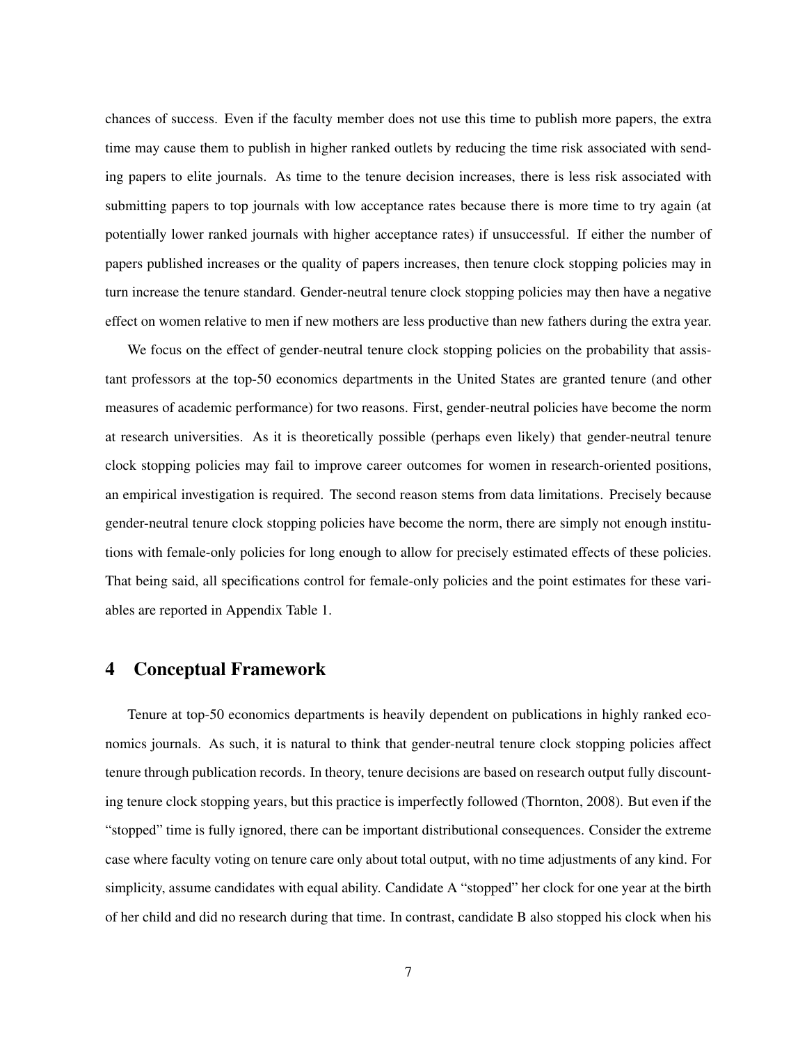chances of success. Even if the faculty member does not use this time to publish more papers, the extra time may cause them to publish in higher ranked outlets by reducing the time risk associated with sending papers to elite journals. As time to the tenure decision increases, there is less risk associated with submitting papers to top journals with low acceptance rates because there is more time to try again (at potentially lower ranked journals with higher acceptance rates) if unsuccessful. If either the number of papers published increases or the quality of papers increases, then tenure clock stopping policies may in turn increase the tenure standard. Gender-neutral tenure clock stopping policies may then have a negative effect on women relative to men if new mothers are less productive than new fathers during the extra year.

We focus on the effect of gender-neutral tenure clock stopping policies on the probability that assistant professors at the top-50 economics departments in the United States are granted tenure (and other measures of academic performance) for two reasons. First, gender-neutral policies have become the norm at research universities. As it is theoretically possible (perhaps even likely) that gender-neutral tenure clock stopping policies may fail to improve career outcomes for women in research-oriented positions, an empirical investigation is required. The second reason stems from data limitations. Precisely because gender-neutral tenure clock stopping policies have become the norm, there are simply not enough institutions with female-only policies for long enough to allow for precisely estimated effects of these policies. That being said, all specifications control for female-only policies and the point estimates for these variables are reported in Appendix Table 1.

## 4 Conceptual Framework

Tenure at top-50 economics departments is heavily dependent on publications in highly ranked economics journals. As such, it is natural to think that gender-neutral tenure clock stopping policies affect tenure through publication records. In theory, tenure decisions are based on research output fully discounting tenure clock stopping years, but this practice is imperfectly followed (Thornton, 2008). But even if the "stopped" time is fully ignored, there can be important distributional consequences. Consider the extreme case where faculty voting on tenure care only about total output, with no time adjustments of any kind. For simplicity, assume candidates with equal ability. Candidate A "stopped" her clock for one year at the birth of her child and did no research during that time. In contrast, candidate B also stopped his clock when his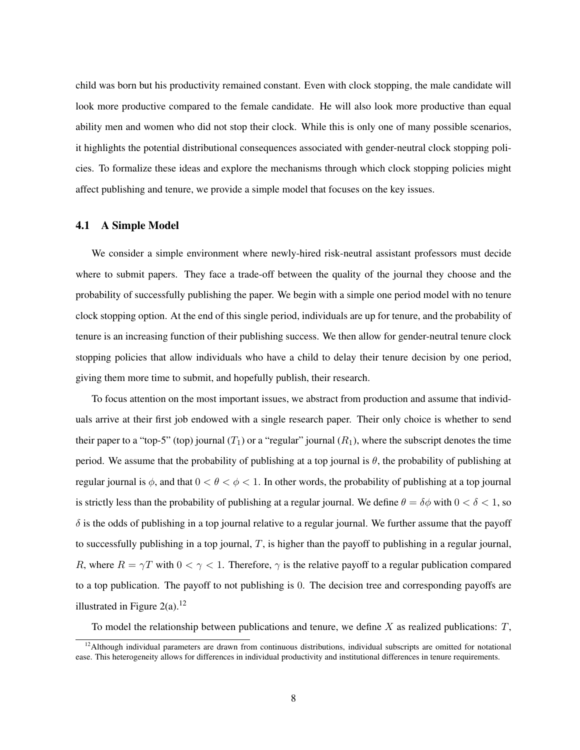child was born but his productivity remained constant. Even with clock stopping, the male candidate will look more productive compared to the female candidate. He will also look more productive than equal ability men and women who did not stop their clock. While this is only one of many possible scenarios, it highlights the potential distributional consequences associated with gender-neutral clock stopping policies. To formalize these ideas and explore the mechanisms through which clock stopping policies might affect publishing and tenure, we provide a simple model that focuses on the key issues.

### 4.1 A Simple Model

We consider a simple environment where newly-hired risk-neutral assistant professors must decide where to submit papers. They face a trade-off between the quality of the journal they choose and the probability of successfully publishing the paper. We begin with a simple one period model with no tenure clock stopping option. At the end of this single period, individuals are up for tenure, and the probability of tenure is an increasing function of their publishing success. We then allow for gender-neutral tenure clock stopping policies that allow individuals who have a child to delay their tenure decision by one period, giving them more time to submit, and hopefully publish, their research.

To focus attention on the most important issues, we abstract from production and assume that individuals arrive at their first job endowed with a single research paper. Their only choice is whether to send their paper to a "top-5" (top) journal ($T_1$) or a "regular" journal ($R_1$), where the subscript denotes the time period. We assume that the probability of publishing at a top journal is $\theta$, the probability of publishing at regular journal is $\phi$, and that $0 < \theta < \phi < 1$. In other words, the probability of publishing at a top journal is strictly less than the probability of publishing at a regular journal. We define $\theta = \delta\phi$ with $0 < \delta < 1$, so $\delta$ is the odds of publishing in a top journal relative to a regular journal. We further assume that the payoff to successfully publishing in a top journal, $T$, is higher than the payoff to publishing in a regular journal, $R$, where $R = \gamma T$ with $0 < \gamma < 1$. Therefore, $\gamma$ is the relative payoff to a regular publication compared to a top publication. The payoff to not publishing is $0$. The decision tree and corresponding payoffs are illustrated in Figure 2(a).[12]

To model the relationship between publications and tenure, we define $X$ as realized publications: $T$,

[12] Although individual parameters are drawn from continuous distributions, individual subscripts are omitted for notational ease. This heterogeneity allows for differences in individual productivity and institutional differences in tenure requirements.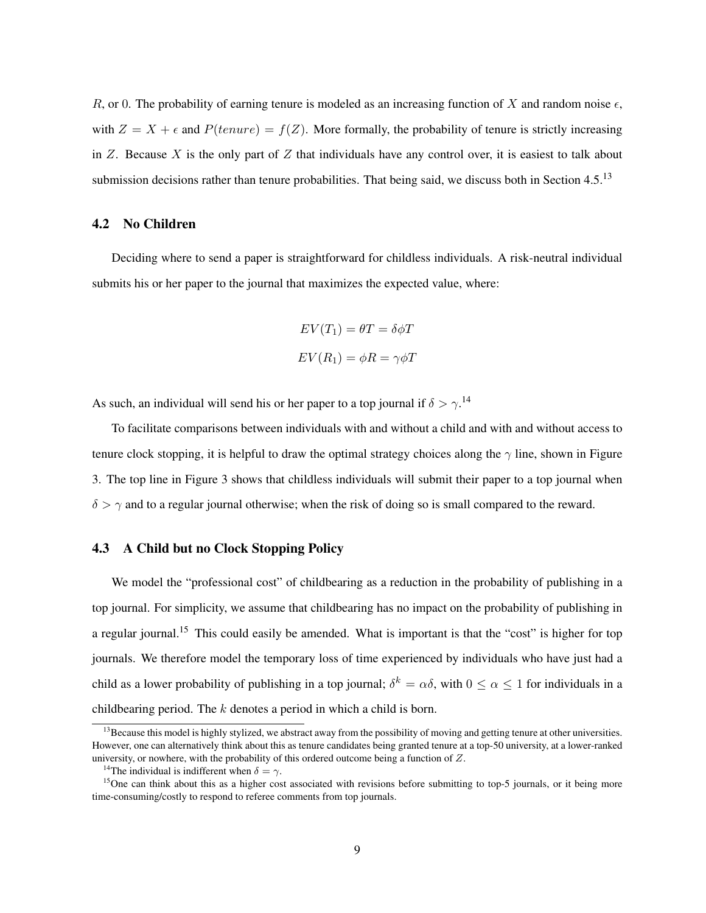$R$, or 0. The probability of earning tenure is modeled as an increasing function of $X$ and random noise $\epsilon$, with $Z = X + \epsilon$ and $P(tenure) = f(Z)$. More formally, the probability of tenure is strictly increasing in $Z$. Because $X$ is the only part of $Z$ that individuals have any control over, it is easiest to talk about submission decisions rather than tenure probabilities. That being said, we discuss both in Section 4.5.[13]

### 4.2 No Children

Deciding where to send a paper is straightforward for childless individuals. A risk-neutral individual submits his or her paper to the journal that maximizes the expected value, where:

$$EV(T_1) = \theta T = \delta \phi T$$

$$EV(R_1) = \phi R = \gamma \phi T$$

As such, an individual will send his or her paper to a top journal if $\delta > \gamma$.[14]

To facilitate comparisons between individuals with and without a child and with and without access to tenure clock stopping, it is helpful to draw the optimal strategy choices along the $\gamma$ line, shown in Figure 3. The top line in Figure 3 shows that childless individuals will submit their paper to a top journal when $\delta > \gamma$ and to a regular journal otherwise; when the risk of doing so is small compared to the reward.

### 4.3 A Child but no Clock Stopping Policy

We model the "professional cost" of childbearing as a reduction in the probability of publishing in a top journal. For simplicity, we assume that childbearing has no impact on the probability of publishing in a regular journal.[15] This could easily be amended. What is important is that the "cost" is higher for top journals. We therefore model the temporary loss of time experienced by individuals who have just had a child as a lower probability of publishing in a top journal; $\delta^k = \alpha \delta$, with $0 \leq \alpha \leq 1$ for individuals in a childbearing period. The $k$ denotes a period in which a child is born.

[13] Because this model is highly stylized, we abstract away from the possibility of moving and getting tenure at other universities. However, one can alternatively think about this as tenure candidates being granted tenure at a top-50 university, at a lower-ranked university, or nowhere, with the probability of this ordered outcome being a function of $Z$.

[14] The individual is indifferent when $\delta = \gamma$.

[15] One can think about this as a higher cost associated with revisions before submitting to top-5 journals, or it being more time-consuming/costly to respond to referee comments from top journals.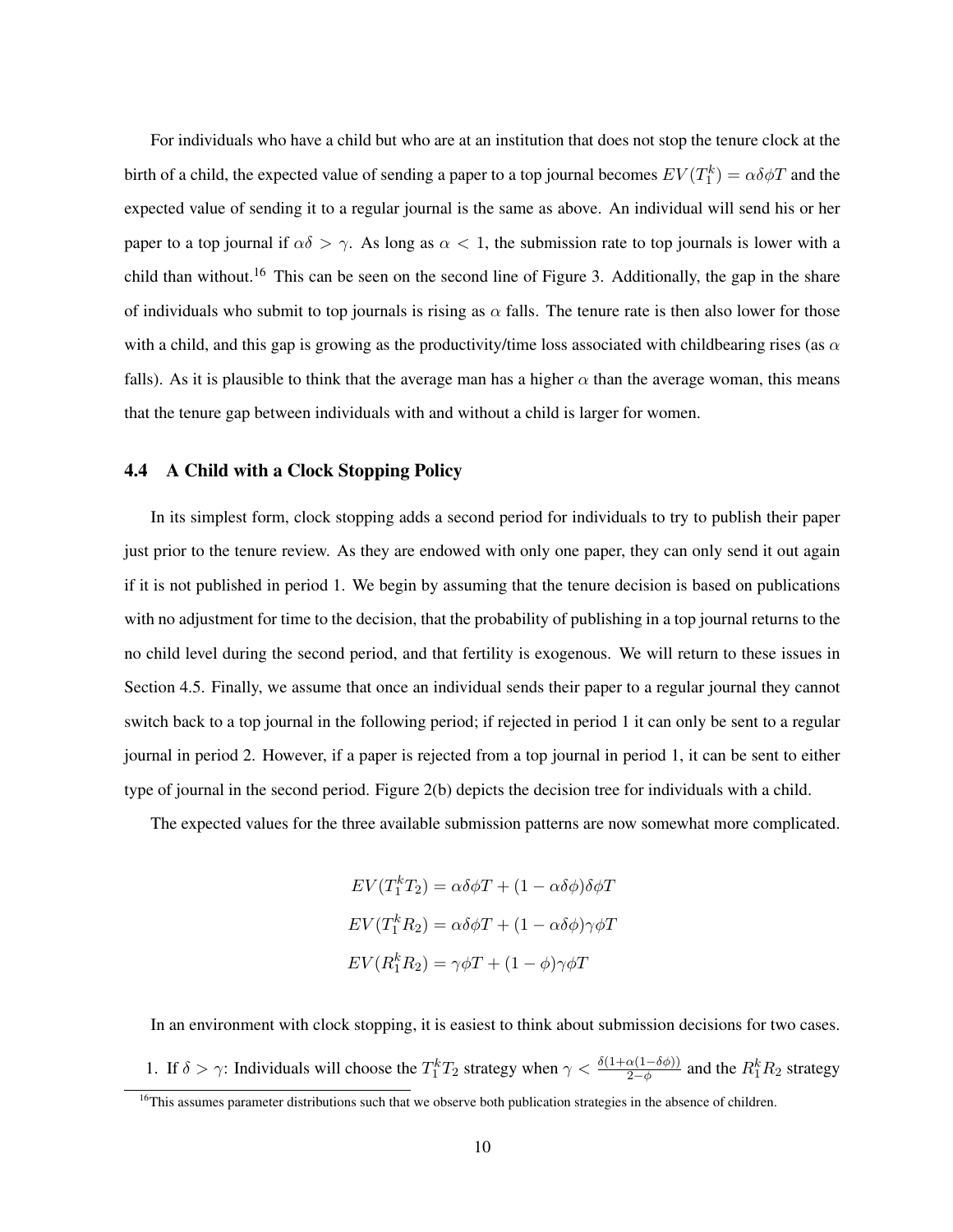For individuals who have a child but who are at an institution that does not stop the tenure clock at the birth of a child, the expected value of sending a paper to a top journal becomes $EV(T_1^k) = \alpha\delta\phi T$ and the expected value of sending it to a regular journal is the same as above. An individual will send his or her paper to a top journal if $\alpha\delta > \gamma$. As long as $\alpha < 1$, the submission rate to top journals is lower with a child than without.[16] This can be seen on the second line of Figure 3. Additionally, the gap in the share of individuals who submit to top journals is rising as $\alpha$ falls. The tenure rate is then also lower for those with a child, and this gap is growing as the productivity/time loss associated with childbearing rises (as $\alpha$ falls). As it is plausible to think that the average man has a higher $\alpha$ than the average woman, this means that the tenure gap between individuals with and without a child is larger for women.

### 4.4 A Child with a Clock Stopping Policy

In its simplest form, clock stopping adds a second period for individuals to try to publish their paper just prior to the tenure review. As they are endowed with only one paper, they can only send it out again if it is not published in period 1. We begin by assuming that the tenure decision is based on publications with no adjustment for time to the decision, that the probability of publishing in a top journal returns to the no child level during the second period, and that fertility is exogenous. We will return to these issues in Section 4.5. Finally, we assume that once an individual sends their paper to a regular journal they cannot switch back to a top journal in the following period; if rejected in period 1 it can only be sent to a regular journal in period 2. However, if a paper is rejected from a top journal in period 1, it can be sent to either type of journal in the second period. Figure 2(b) depicts the decision tree for individuals with a child.

The expected values for the three available submission patterns are now somewhat more complicated.

$$EV(T_1^k T_2) = \alpha\delta\phi T + (1 - \alpha\delta\phi)\delta\phi T$$

$$EV(T_1^k R_2) = \alpha\delta\phi T + (1 - \alpha\delta\phi)\gamma\phi T$$

$$EV(R_1^k R_2) = \gamma\phi T + (1 - \phi)\gamma\phi T$$

In an environment with clock stopping, it is easiest to think about submission decisions for two cases.

1. If $\delta > \gamma$: Individuals will choose the $T_1^k T_2$ strategy when $\gamma < \frac{\delta(1+\alpha(1-\delta\phi))}{2-\phi}$ and the $R_1^k R_2$ strategy

[16] This assumes parameter distributions such that we observe both publication strategies in the absence of children.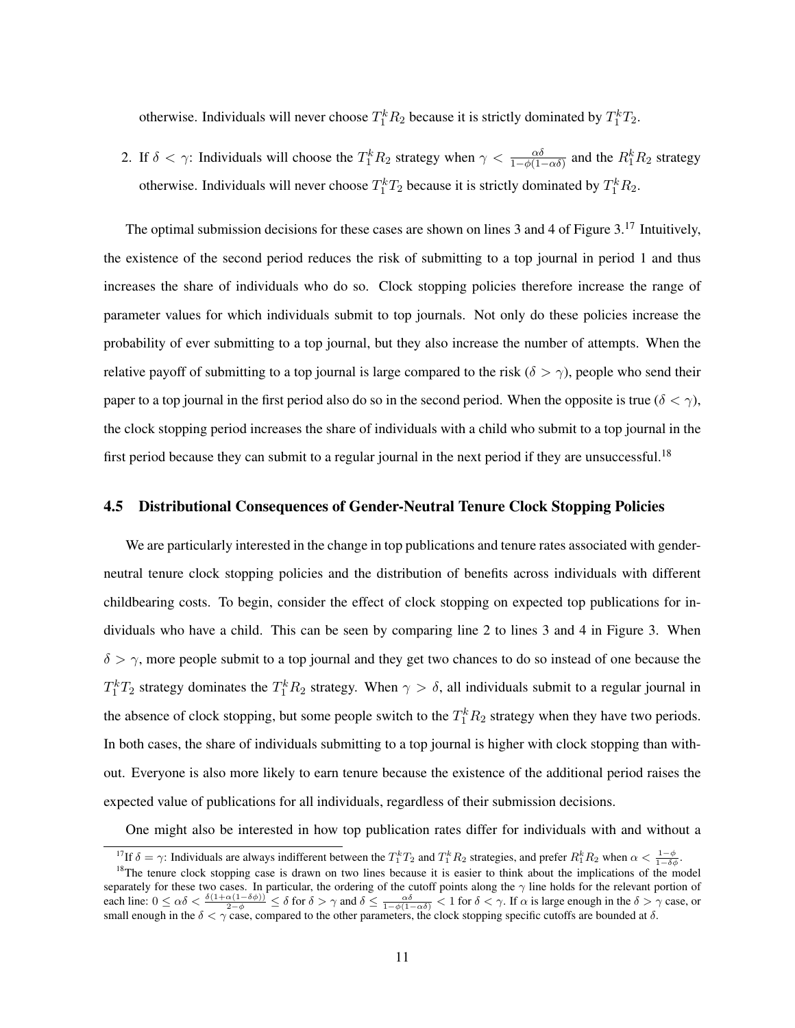otherwise. Individuals will never choose $T_1^k R_2$ because it is strictly dominated by $T_1^k T_2$.

2. If $\delta < \gamma$: Individuals will choose the $T_1^k R_2$ strategy when $\gamma < \frac{\alpha\delta}{1-\phi(1-\alpha\delta)}$ and the $R_1^k R_2$ strategy otherwise. Individuals will never choose $T_1^k T_2$ because it is strictly dominated by $T_1^k R_2$.

The optimal submission decisions for these cases are shown on lines 3 and 4 of Figure 3.[17] Intuitively, the existence of the second period reduces the risk of submitting to a top journal in period 1 and thus increases the share of individuals who do so. Clock stopping policies therefore increase the range of parameter values for which individuals submit to top journals. Not only do these policies increase the probability of ever submitting to a top journal, but they also increase the number of attempts. When the relative payoff of submitting to a top journal is large compared to the risk ($\delta > \gamma$), people who send their paper to a top journal in the first period also do so in the second period. When the opposite is true ($\delta < \gamma$), the clock stopping period increases the share of individuals with a child who submit to a top journal in the first period because they can submit to a regular journal in the next period if they are unsuccessful.[18]

### 4.5 Distributional Consequences of Gender-Neutral Tenure Clock Stopping Policies

We are particularly interested in the change in top publications and tenure rates associated with gender-neutral tenure clock stopping policies and the distribution of benefits across individuals with different childbearing costs. To begin, consider the effect of clock stopping on expected top publications for individuals who have a child. This can be seen by comparing line 2 to lines 3 and 4 in Figure 3. When $\delta > \gamma$, more people submit to a top journal and they get two chances to do so instead of one because the $T_1^k T_2$ strategy dominates the $T_1^k R_2$ strategy. When $\gamma > \delta$, all individuals submit to a regular journal in the absence of clock stopping, but some people switch to the $T_1^k R_2$ strategy when they have two periods. In both cases, the share of individuals submitting to a top journal is higher with clock stopping than without. Everyone is also more likely to earn tenure because the existence of the additional period raises the expected value of publications for all individuals, regardless of their submission decisions.

One might also be interested in how top publication rates differ for individuals with and without a

---

[17] If $\delta = \gamma$: Individuals are always indifferent between the $T_1^k T_2$ and $T_1^k R_2$ strategies, and prefer $R_1^k R_2$ when $\alpha < \frac{1-\phi}{1-\delta\phi}$.

[18] The tenure clock stopping case is drawn on two lines because it is easier to think about the implications of the model separately for these two cases. In particular, the ordering of the cutoff points along the $\gamma$ line holds for the relevant portion of each line: $0 \leq \alpha\delta < \frac{\delta(1+\alpha(1-\delta\phi))}{2-\phi} \leq \delta$ for $\delta > \gamma$ and $\delta \leq \frac{\alpha\delta}{1-\phi(1-\alpha\delta)} < 1$ for $\delta < \gamma$. If $\alpha$ is large enough in the $\delta > \gamma$ case, or small enough in the $\delta < \gamma$ case, compared to the other parameters, the clock stopping specific cutoffs are bounded at $\delta$.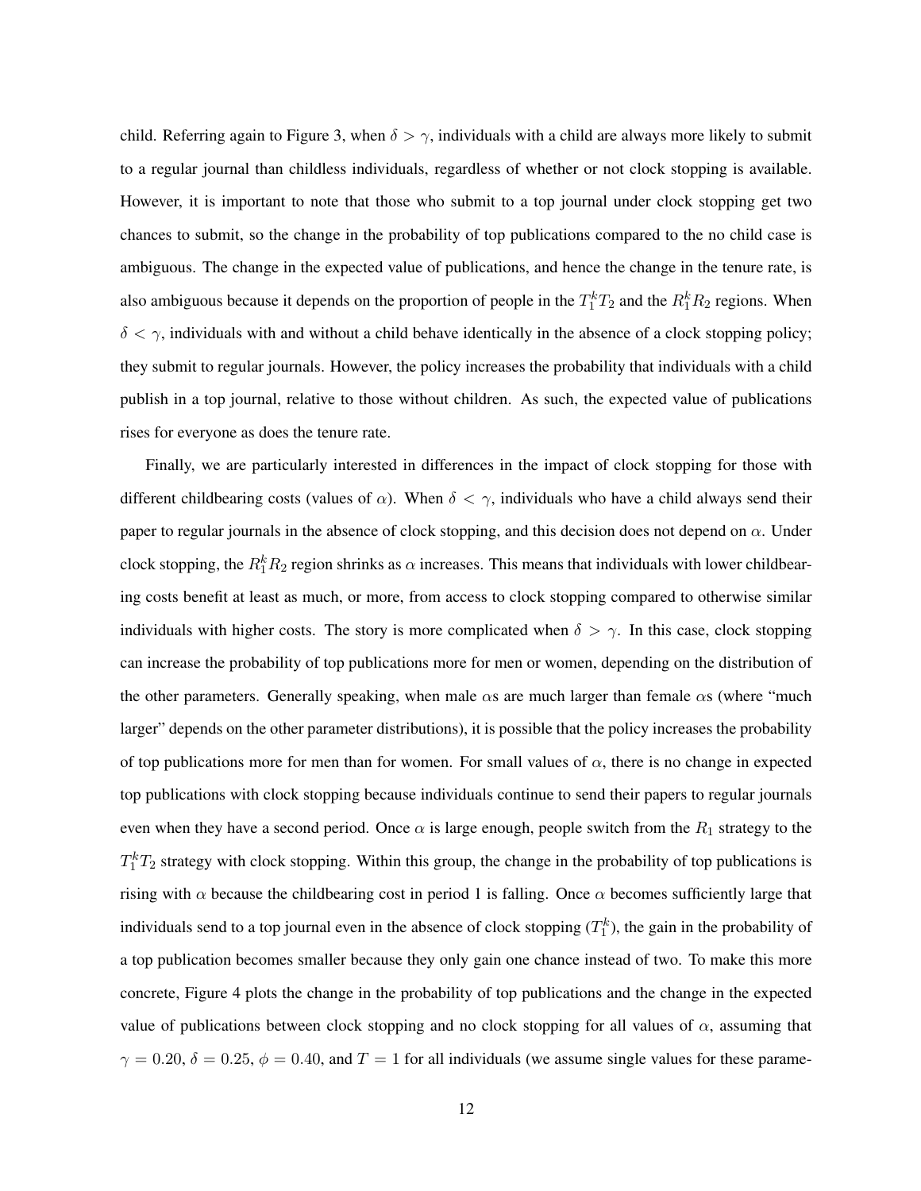child. Referring again to Figure 3, when $\delta > \gamma$, individuals with a child are always more likely to submit to a regular journal than childless individuals, regardless of whether or not clock stopping is available. However, it is important to note that those who submit to a top journal under clock stopping get two chances to submit, so the change in the probability of top publications compared to the no child case is ambiguous. The change in the expected value of publications, and hence the change in the tenure rate, is also ambiguous because it depends on the proportion of people in the $T_1^k T_2$ and the $R_1^k R_2$ regions. When $\delta < \gamma$, individuals with and without a child behave identically in the absence of a clock stopping policy; they submit to regular journals. However, the policy increases the probability that individuals with a child publish in a top journal, relative to those without children. As such, the expected value of publications rises for everyone as does the tenure rate.

Finally, we are particularly interested in differences in the impact of clock stopping for those with different childbearing costs (values of $\alpha$). When $\delta < \gamma$, individuals who have a child always send their paper to regular journals in the absence of clock stopping, and this decision does not depend on $\alpha$. Under clock stopping, the $R_1^k R_2$ region shrinks as $\alpha$ increases. This means that individuals with lower childbearing costs benefit at least as much, or more, from access to clock stopping compared to otherwise similar individuals with higher costs. The story is more complicated when $\delta > \gamma$. In this case, clock stopping can increase the probability of top publications more for men or women, depending on the distribution of the other parameters. Generally speaking, when male $\alpha$s are much larger than female $\alpha$s (where "much larger" depends on the other parameter distributions), it is possible that the policy increases the probability of top publications more for men than for women. For small values of $\alpha$, there is no change in expected top publications with clock stopping because individuals continue to send their papers to regular journals even when they have a second period. Once $\alpha$ is large enough, people switch from the $R_1$ strategy to the $T_1^k T_2$ strategy with clock stopping. Within this group, the change in the probability of top publications is rising with $\alpha$ because the childbearing cost in period 1 is falling. Once $\alpha$ becomes sufficiently large that individuals send to a top journal even in the absence of clock stopping ($T_1^k$), the gain in the probability of a top publication becomes smaller because they only gain one chance instead of two. To make this more concrete, Figure 4 plots the change in the probability of top publications and the change in the expected value of publications between clock stopping and no clock stopping for all values of $\alpha$, assuming that $\gamma = 0.20$, $\delta = 0.25$, $\phi = 0.40$, and $T = 1$ for all individuals (we assume single values for these parame-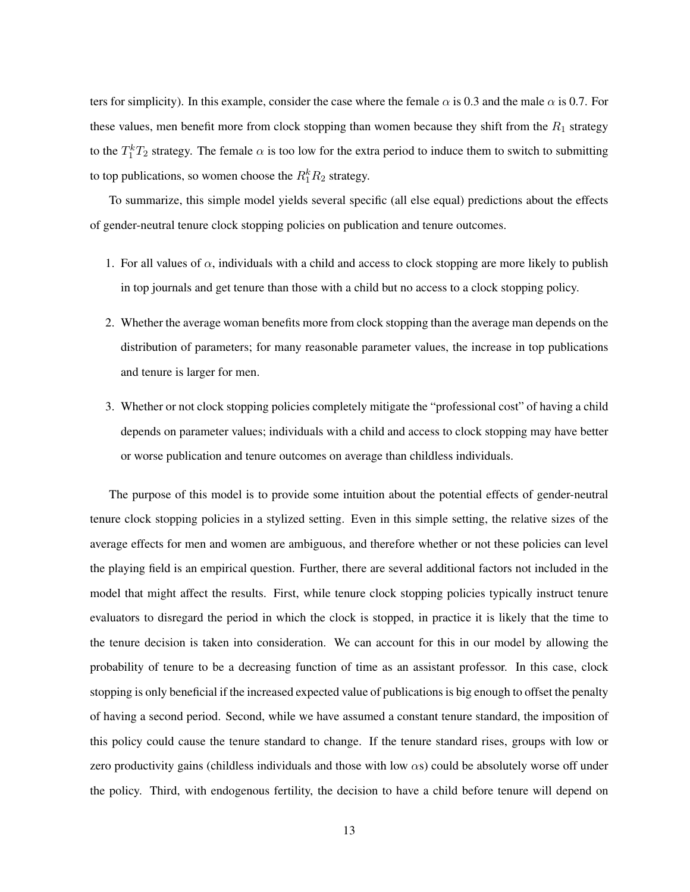ters for simplicity). In this example, consider the case where the female $\alpha$ is 0.3 and the male $\alpha$ is 0.7. For these values, men benefit more from clock stopping than women because they shift from the $R_1$ strategy to the $T_1^k T_2$ strategy. The female $\alpha$ is too low for the extra period to induce them to switch to submitting to top publications, so women choose the $R_1^k R_2$ strategy.

To summarize, this simple model yields several specific (all else equal) predictions about the effects of gender-neutral tenure clock stopping policies on publication and tenure outcomes.

1. For all values of $\alpha$, individuals with a child and access to clock stopping are more likely to publish in top journals and get tenure than those with a child but no access to a clock stopping policy.
2. Whether the average woman benefits more from clock stopping than the average man depends on the distribution of parameters; for many reasonable parameter values, the increase in top publications and tenure is larger for men.
3. Whether or not clock stopping policies completely mitigate the "professional cost" of having a child depends on parameter values; individuals with a child and access to clock stopping may have better or worse publication and tenure outcomes on average than childless individuals.

The purpose of this model is to provide some intuition about the potential effects of gender-neutral tenure clock stopping policies in a stylized setting. Even in this simple setting, the relative sizes of the average effects for men and women are ambiguous, and therefore whether or not these policies can level the playing field is an empirical question. Further, there are several additional factors not included in the model that might affect the results. First, while tenure clock stopping policies typically instruct tenure evaluators to disregard the period in which the clock is stopped, in practice it is likely that the time to the tenure decision is taken into consideration. We can account for this in our model by allowing the probability of tenure to be a decreasing function of time as an assistant professor. In this case, clock stopping is only beneficial if the increased expected value of publications is big enough to offset the penalty of having a second period. Second, while we have assumed a constant tenure standard, the imposition of this policy could cause the tenure standard to change. If the tenure standard rises, groups with low or zero productivity gains (childless individuals and those with low $\alpha$s) could be absolutely worse off under the policy. Third, with endogenous fertility, the decision to have a child before tenure will depend on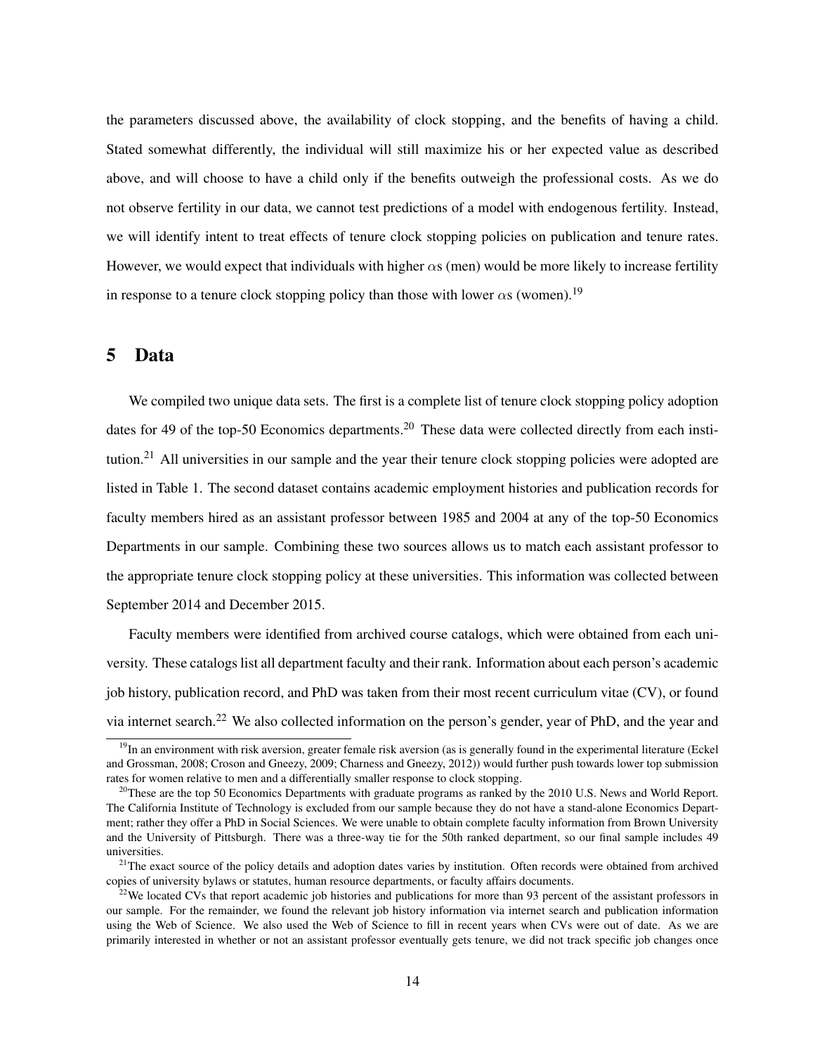the parameters discussed above, the availability of clock stopping, and the benefits of having a child. Stated somewhat differently, the individual will still maximize his or her expected value as described above, and will choose to have a child only if the benefits outweigh the professional costs. As we do not observe fertility in our data, we cannot test predictions of a model with endogenous fertility. Instead, we will identify intent to treat effects of tenure clock stopping policies on publication and tenure rates. However, we would expect that individuals with higher $\alpha$s (men) would be more likely to increase fertility in response to a tenure clock stopping policy than those with lower $\alpha$s (women).[19]

# 5 Data

We compiled two unique data sets. The first is a complete list of tenure clock stopping policy adoption dates for 49 of the top-50 Economics departments.[20] These data were collected directly from each institution.[21] All universities in our sample and the year their tenure clock stopping policies were adopted are listed in Table 1. The second dataset contains academic employment histories and publication records for faculty members hired as an assistant professor between 1985 and 2004 at any of the top-50 Economics Departments in our sample. Combining these two sources allows us to match each assistant professor to the appropriate tenure clock stopping policy at these universities. This information was collected between September 2014 and December 2015.

Faculty members were identified from archived course catalogs, which were obtained from each university. These catalogs list all department faculty and their rank. Information about each person's academic job history, publication record, and PhD was taken from their most recent curriculum vitae (CV), or found via internet search.[22] We also collected information on the person's gender, year of PhD, and the year and

[19]In an environment with risk aversion, greater female risk aversion (as is generally found in the experimental literature (Eckel and Grossman, 2008; Croson and Gneezy, 2009; Charness and Gneezy, 2012)) would further push towards lower top submission rates for women relative to men and a differentially smaller response to clock stopping.

[20]These are the top 50 Economics Departments with graduate programs as ranked by the 2010 U.S. News and World Report. The California Institute of Technology is excluded from our sample because they do not have a stand-alone Economics Department; rather they offer a PhD in Social Sciences. We were unable to obtain complete faculty information from Brown University and the University of Pittsburgh. There was a three-way tie for the 50th ranked department, so our final sample includes 49 universities.

[21]The exact source of the policy details and adoption dates varies by institution. Often records were obtained from archived copies of university bylaws or statutes, human resource departments, or faculty affairs documents.

[22]We located CVs that report academic job histories and publications for more than 93 percent of the assistant professors in our sample. For the remainder, we found the relevant job history information via internet search and publication information using the Web of Science. We also used the Web of Science to fill in recent years when CVs were out of date. As we are primarily interested in whether or not an assistant professor eventually gets tenure, we did not track specific job changes once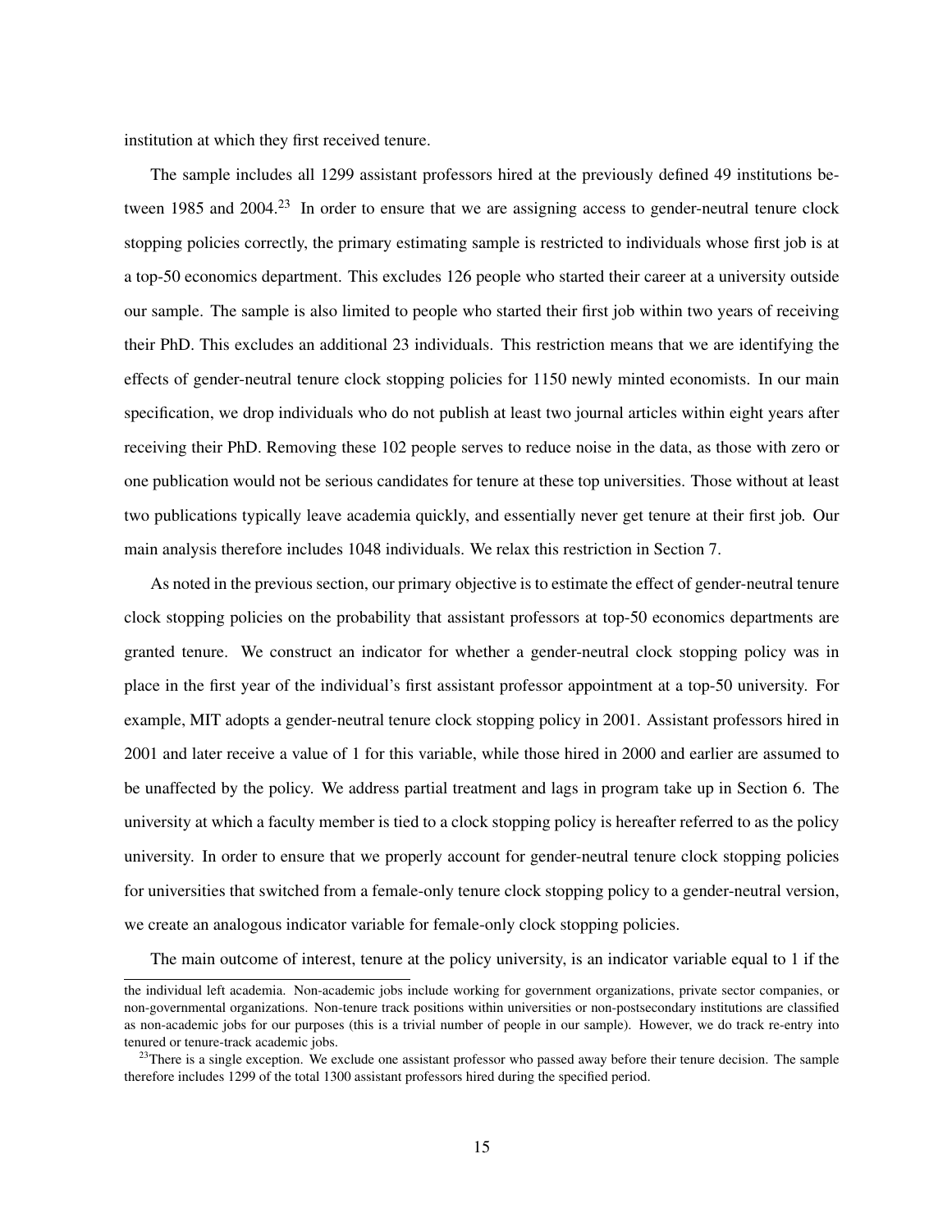institution at which they first received tenure.

The sample includes all 1299 assistant professors hired at the previously defined 49 institutions between 1985 and 2004.[23] In order to ensure that we are assigning access to gender-neutral tenure clock stopping policies correctly, the primary estimating sample is restricted to individuals whose first job is at a top-50 economics department. This excludes 126 people who started their career at a university outside our sample. The sample is also limited to people who started their first job within two years of receiving their PhD. This excludes an additional 23 individuals. This restriction means that we are identifying the effects of gender-neutral tenure clock stopping policies for 1150 newly minted economists. In our main specification, we drop individuals who do not publish at least two journal articles within eight years after receiving their PhD. Removing these 102 people serves to reduce noise in the data, as those with zero or one publication would not be serious candidates for tenure at these top universities. Those without at least two publications typically leave academia quickly, and essentially never get tenure at their first job. Our main analysis therefore includes 1048 individuals. We relax this restriction in Section 7.

As noted in the previous section, our primary objective is to estimate the effect of gender-neutral tenure clock stopping policies on the probability that assistant professors at top-50 economics departments are granted tenure. We construct an indicator for whether a gender-neutral clock stopping policy was in place in the first year of the individual's first assistant professor appointment at a top-50 university. For example, MIT adopts a gender-neutral tenure clock stopping policy in 2001. Assistant professors hired in 2001 and later receive a value of 1 for this variable, while those hired in 2000 and earlier are assumed to be unaffected by the policy. We address partial treatment and lags in program take up in Section 6. The university at which a faculty member is tied to a clock stopping policy is hereafter referred to as the policy university. In order to ensure that we properly account for gender-neutral tenure clock stopping policies for universities that switched from a female-only tenure clock stopping policy to a gender-neutral version, we create an analogous indicator variable for female-only clock stopping policies.

The main outcome of interest, tenure at the policy university, is an indicator variable equal to 1 if the

---

the individual left academia. Non-academic jobs include working for government organizations, private sector companies, or non-governmental organizations. Non-tenure track positions within universities or non-postsecondary institutions are classified as non-academic jobs for our purposes (this is a trivial number of people in our sample). However, we do track re-entry into tenured or tenure-track academic jobs.

[23] There is a single exception. We exclude one assistant professor who passed away before their tenure decision. The sample therefore includes 1299 of the total 1300 assistant professors hired during the specified period.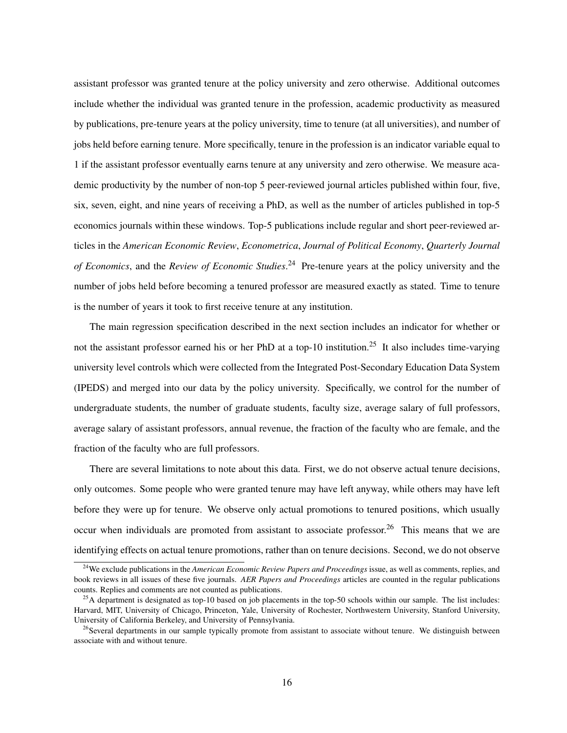assistant professor was granted tenure at the policy university and zero otherwise. Additional outcomes include whether the individual was granted tenure in the profession, academic productivity as measured by publications, pre-tenure years at the policy university, time to tenure (at all universities), and number of jobs held before earning tenure. More specifically, tenure in the profession is an indicator variable equal to 1 if the assistant professor eventually earns tenure at any university and zero otherwise. We measure academic productivity by the number of non-top 5 peer-reviewed journal articles published within four, five, six, seven, eight, and nine years of receiving a PhD, as well as the number of articles published in top-5 economics journals within these windows. Top-5 publications include regular and short peer-reviewed articles in the *American Economic Review*, *Econometrica*, *Journal of Political Economy*, *Quarterly Journal of Economics*, and the *Review of Economic Studies*.[24] Pre-tenure years at the policy university and the number of jobs held before becoming a tenured professor are measured exactly as stated. Time to tenure is the number of years it took to first receive tenure at any institution.

The main regression specification described in the next section includes an indicator for whether or not the assistant professor earned his or her PhD at a top-10 institution.[25] It also includes time-varying university level controls which were collected from the Integrated Post-Secondary Education Data System (IPEDS) and merged into our data by the policy university. Specifically, we control for the number of undergraduate students, the number of graduate students, faculty size, average salary of full professors, average salary of assistant professors, annual revenue, the fraction of the faculty who are female, and the fraction of the faculty who are full professors.

There are several limitations to note about this data. First, we do not observe actual tenure decisions, only outcomes. Some people who were granted tenure may have left anyway, while others may have left before they were up for tenure. We observe only actual promotions to tenured positions, which usually occur when individuals are promoted from assistant to associate professor.[26] This means that we are identifying effects on actual tenure promotions, rather than on tenure decisions. Second, we do not observe

[24] We exclude publications in the *American Economic Review Papers and Proceedings* issue, as well as comments, replies, and book reviews in all issues of these five journals. *AER Papers and Proceedings* articles are counted in the regular publications counts. Replies and comments are not counted as publications.

[25] A department is designated as top-10 based on job placements in the top-50 schools within our sample. The list includes: Harvard, MIT, University of Chicago, Princeton, Yale, University of Rochester, Northwestern University, Stanford University, University of California Berkeley, and University of Pennsylvania.

[26] Several departments in our sample typically promote from assistant to associate without tenure. We distinguish between associate with and without tenure.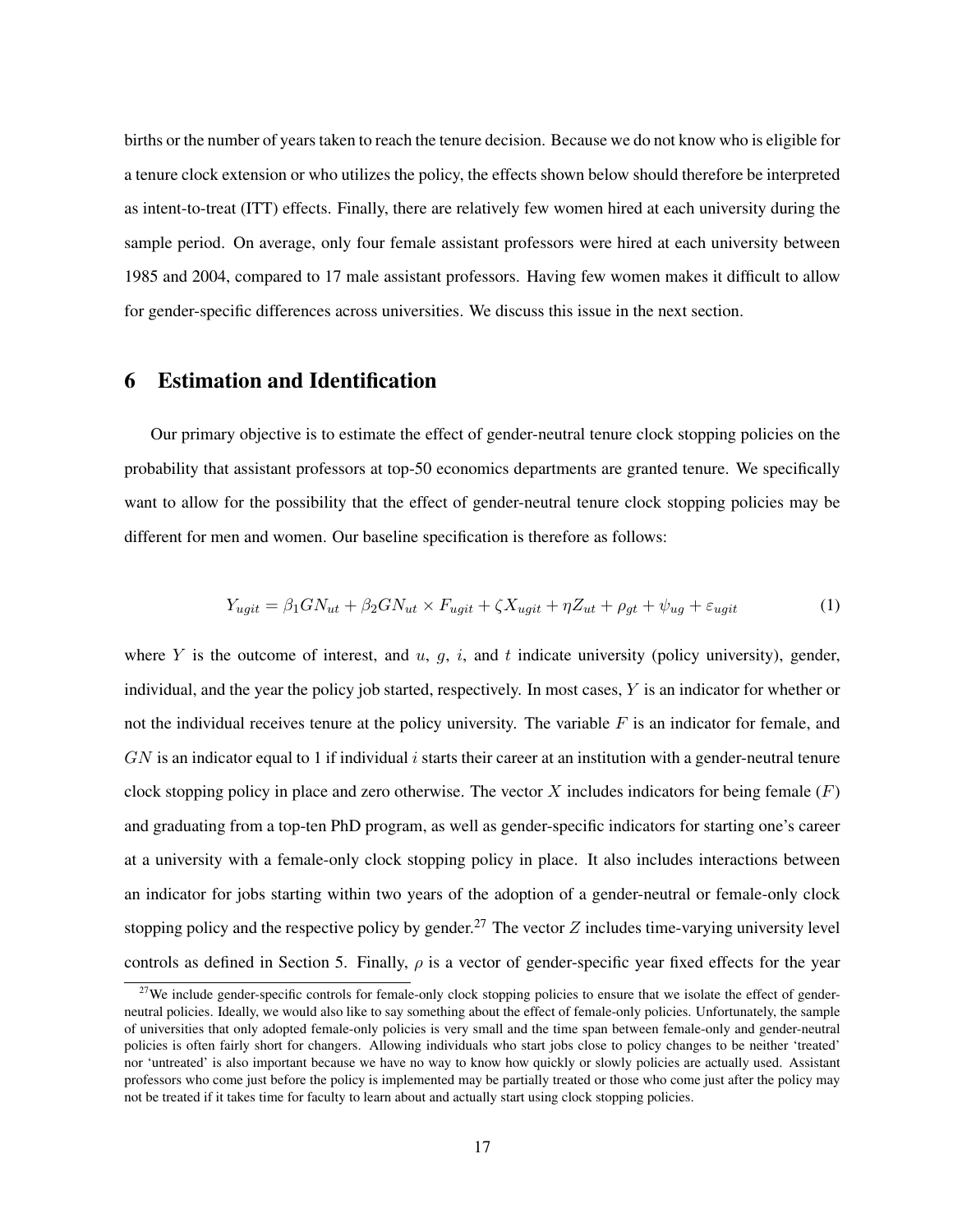births or the number of years taken to reach the tenure decision. Because we do not know who is eligible for a tenure clock extension or who utilizes the policy, the effects shown below should therefore be interpreted as intent-to-treat (ITT) effects. Finally, there are relatively few women hired at each university during the sample period. On average, only four female assistant professors were hired at each university between 1985 and 2004, compared to 17 male assistant professors. Having few women makes it difficult to allow for gender-specific differences across universities. We discuss this issue in the next section.

# 6 Estimation and Identification

Our primary objective is to estimate the effect of gender-neutral tenure clock stopping policies on the probability that assistant professors at top-50 economics departments are granted tenure. We specifically want to allow for the possibility that the effect of gender-neutral tenure clock stopping policies may be different for men and women. Our baseline specification is therefore as follows:

$$Y_{ugit} = \beta_1 GN_{ut} + \beta_2 GN_{ut} \times F_{ugit} + \zeta X_{ugit} + \eta Z_{ut} + \rho_{gt} + \psi_{ug} + \varepsilon_{ugit} \tag{1}$$

where $Y$ is the outcome of interest, and $u$, $g$, $i$, and $t$ indicate university (policy university), gender, individual, and the year the policy job started, respectively. In most cases, $Y$ is an indicator for whether or not the individual receives tenure at the policy university. The variable $F$ is an indicator for female, and $GN$ is an indicator equal to 1 if individual $i$ starts their career at an institution with a gender-neutral tenure clock stopping policy in place and zero otherwise. The vector $X$ includes indicators for being female ($F$) and graduating from a top-ten PhD program, as well as gender-specific indicators for starting one's career at a university with a female-only clock stopping policy in place. It also includes interactions between an indicator for jobs starting within two years of the adoption of a gender-neutral or female-only clock stopping policy and the respective policy by gender.[27] The vector $Z$ includes time-varying university level controls as defined in Section 5. Finally, $\rho$ is a vector of gender-specific year fixed effects for the year

[27] We include gender-specific controls for female-only clock stopping policies to ensure that we isolate the effect of gender-neutral policies. Ideally, we would also like to say something about the effect of female-only policies. Unfortunately, the sample of universities that only adopted female-only policies is very small and the time span between female-only and gender-neutral policies is often fairly short for changers. Allowing individuals who start jobs close to policy changes to be neither 'treated' nor 'untreated' is also important because we have no way to know how quickly or slowly policies are actually used. Assistant professors who come just before the policy is implemented may be partially treated or those who come just after the policy may not be treated if it takes time for faculty to learn about and actually start using clock stopping policies.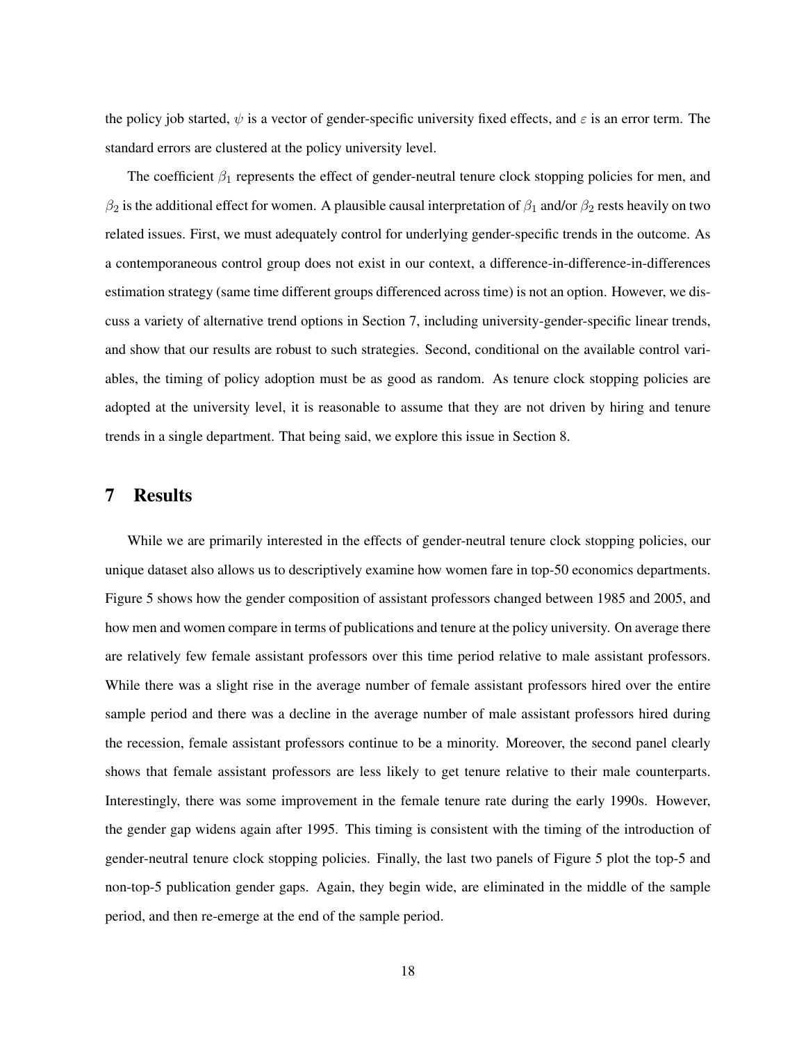the policy job started, $\psi$ is a vector of gender-specific university fixed effects, and $\varepsilon$ is an error term. The standard errors are clustered at the policy university level.

The coefficient $\beta_1$ represents the effect of gender-neutral tenure clock stopping policies for men, and $\beta_2$ is the additional effect for women. A plausible causal interpretation of $\beta_1$ and/or $\beta_2$ rests heavily on two related issues. First, we must adequately control for underlying gender-specific trends in the outcome. As a contemporaneous control group does not exist in our context, a difference-in-difference-in-differences estimation strategy (same time different groups differenced across time) is not an option. However, we discuss a variety of alternative trend options in Section 7, including university-gender-specific linear trends, and show that our results are robust to such strategies. Second, conditional on the available control variables, the timing of policy adoption must be as good as random. As tenure clock stopping policies are adopted at the university level, it is reasonable to assume that they are not driven by hiring and tenure trends in a single department. That being said, we explore this issue in Section 8.

# 7 Results

While we are primarily interested in the effects of gender-neutral tenure clock stopping policies, our unique dataset also allows us to descriptively examine how women fare in top-50 economics departments. Figure 5 shows how the gender composition of assistant professors changed between 1985 and 2005, and how men and women compare in terms of publications and tenure at the policy university. On average there are relatively few female assistant professors over this time period relative to male assistant professors. While there was a slight rise in the average number of female assistant professors hired over the entire sample period and there was a decline in the average number of male assistant professors hired during the recession, female assistant professors continue to be a minority. Moreover, the second panel clearly shows that female assistant professors are less likely to get tenure relative to their male counterparts. Interestingly, there was some improvement in the female tenure rate during the early 1990s. However, the gender gap widens again after 1995. This timing is consistent with the timing of the introduction of gender-neutral tenure clock stopping policies. Finally, the last two panels of Figure 5 plot the top-5 and non-top-5 publication gender gaps. Again, they begin wide, are eliminated in the middle of the sample period, and then re-emerge at the end of the sample period.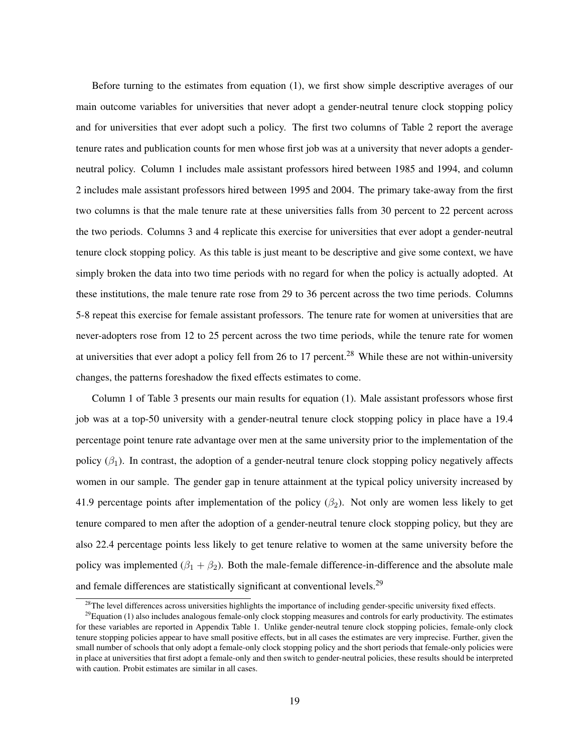Before turning to the estimates from equation (1), we first show simple descriptive averages of our main outcome variables for universities that never adopt a gender-neutral tenure clock stopping policy and for universities that ever adopt such a policy. The first two columns of Table 2 report the average tenure rates and publication counts for men whose first job was at a university that never adopts a gender-neutral policy. Column 1 includes male assistant professors hired between 1985 and 1994, and column 2 includes male assistant professors hired between 1995 and 2004. The primary take-away from the first two columns is that the male tenure rate at these universities falls from 30 percent to 22 percent across the two periods. Columns 3 and 4 replicate this exercise for universities that ever adopt a gender-neutral tenure clock stopping policy. As this table is just meant to be descriptive and give some context, we have simply broken the data into two time periods with no regard for when the policy is actually adopted. At these institutions, the male tenure rate rose from 29 to 36 percent across the two time periods. Columns 5-8 repeat this exercise for female assistant professors. The tenure rate for women at universities that are never-adopters rose from 12 to 25 percent across the two time periods, while the tenure rate for women at universities that ever adopt a policy fell from 26 to 17 percent.[28] While these are not within-university changes, the patterns foreshadow the fixed effects estimates to come.

Column 1 of Table 3 presents our main results for equation (1). Male assistant professors whose first job was at a top-50 university with a gender-neutral tenure clock stopping policy in place have a 19.4 percentage point tenure rate advantage over men at the same university prior to the implementation of the policy ($\beta_1$). In contrast, the adoption of a gender-neutral tenure clock stopping policy negatively affects women in our sample. The gender gap in tenure attainment at the typical policy university increased by 41.9 percentage points after implementation of the policy ($\beta_2$). Not only are women less likely to get tenure compared to men after the adoption of a gender-neutral tenure clock stopping policy, but they are also 22.4 percentage points less likely to get tenure relative to women at the same university before the policy was implemented ($\beta_1 + \beta_2$). Both the male-female difference-in-difference and the absolute male and female differences are statistically significant at conventional levels.[29]

[28] The level differences across universities highlights the importance of including gender-specific university fixed effects.

[29] Equation (1) also includes analogous female-only clock stopping measures and controls for early productivity. The estimates for these variables are reported in Appendix Table 1. Unlike gender-neutral tenure clock stopping policies, female-only clock tenure stopping policies appear to have small positive effects, but in all cases the estimates are very imprecise. Further, given the small number of schools that only adopt a female-only clock stopping policy and the short periods that female-only policies were in place at universities that first adopt a female-only and then switch to gender-neutral policies, these results should be interpreted with caution. Probit estimates are similar in all cases.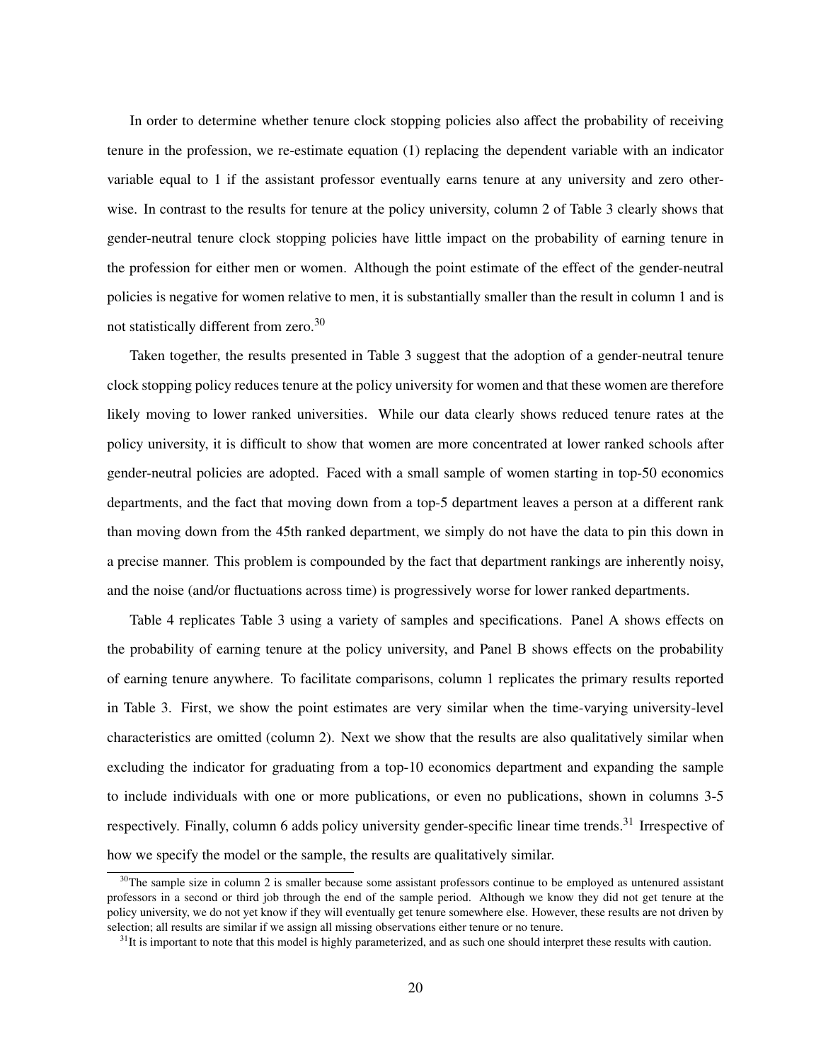In order to determine whether tenure clock stopping policies also affect the probability of receiving tenure in the profession, we re-estimate equation (1) replacing the dependent variable with an indicator variable equal to 1 if the assistant professor eventually earns tenure at any university and zero otherwise. In contrast to the results for tenure at the policy university, column 2 of Table 3 clearly shows that gender-neutral tenure clock stopping policies have little impact on the probability of earning tenure in the profession for either men or women. Although the point estimate of the effect of the gender-neutral policies is negative for women relative to men, it is substantially smaller than the result in column 1 and is not statistically different from zero.[30]

Taken together, the results presented in Table 3 suggest that the adoption of a gender-neutral tenure clock stopping policy reduces tenure at the policy university for women and that these women are therefore likely moving to lower ranked universities. While our data clearly shows reduced tenure rates at the policy university, it is difficult to show that women are more concentrated at lower ranked schools after gender-neutral policies are adopted. Faced with a small sample of women starting in top-50 economics departments, and the fact that moving down from a top-5 department leaves a person at a different rank than moving down from the 45th ranked department, we simply do not have the data to pin this down in a precise manner. This problem is compounded by the fact that department rankings are inherently noisy, and the noise (and/or fluctuations across time) is progressively worse for lower ranked departments.

Table 4 replicates Table 3 using a variety of samples and specifications. Panel A shows effects on the probability of earning tenure at the policy university, and Panel B shows effects on the probability of earning tenure anywhere. To facilitate comparisons, column 1 replicates the primary results reported in Table 3. First, we show the point estimates are very similar when the time-varying university-level characteristics are omitted (column 2). Next we show that the results are also qualitatively similar when excluding the indicator for graduating from a top-10 economics department and expanding the sample to include individuals with one or more publications, or even no publications, shown in columns 3-5 respectively. Finally, column 6 adds policy university gender-specific linear time trends.[31] Irrespective of how we specify the model or the sample, the results are qualitatively similar.

[30] The sample size in column 2 is smaller because some assistant professors continue to be employed as untenured assistant professors in a second or third job through the end of the sample period. Although we know they did not get tenure at the policy university, we do not yet know if they will eventually get tenure somewhere else. However, these results are not driven by selection; all results are similar if we assign all missing observations either tenure or no tenure.

[31] It is important to note that this model is highly parameterized, and as such one should interpret these results with caution.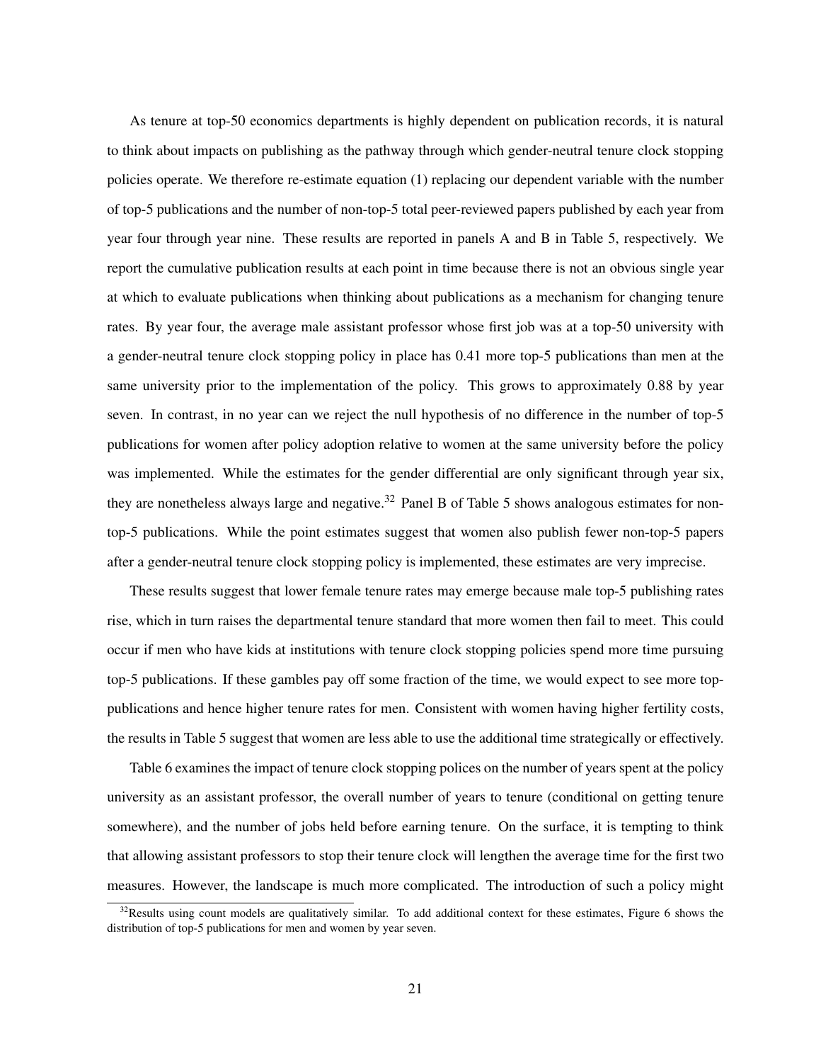As tenure at top-50 economics departments is highly dependent on publication records, it is natural to think about impacts on publishing as the pathway through which gender-neutral tenure clock stopping policies operate. We therefore re-estimate equation (1) replacing our dependent variable with the number of top-5 publications and the number of non-top-5 total peer-reviewed papers published by each year from year four through year nine. These results are reported in panels A and B in Table 5, respectively. We report the cumulative publication results at each point in time because there is not an obvious single year at which to evaluate publications when thinking about publications as a mechanism for changing tenure rates. By year four, the average male assistant professor whose first job was at a top-50 university with a gender-neutral tenure clock stopping policy in place has 0.41 more top-5 publications than men at the same university prior to the implementation of the policy. This grows to approximately 0.88 by year seven. In contrast, in no year can we reject the null hypothesis of no difference in the number of top-5 publications for women after policy adoption relative to women at the same university before the policy was implemented. While the estimates for the gender differential are only significant through year six, they are nonetheless always large and negative.[32] Panel B of Table 5 shows analogous estimates for non-top-5 publications. While the point estimates suggest that women also publish fewer non-top-5 papers after a gender-neutral tenure clock stopping policy is implemented, these estimates are very imprecise.

These results suggest that lower female tenure rates may emerge because male top-5 publishing rates rise, which in turn raises the departmental tenure standard that more women then fail to meet. This could occur if men who have kids at institutions with tenure clock stopping policies spend more time pursuing top-5 publications. If these gambles pay off some fraction of the time, we would expect to see more top-publications and hence higher tenure rates for men. Consistent with women having higher fertility costs, the results in Table 5 suggest that women are less able to use the additional time strategically or effectively.

Table 6 examines the impact of tenure clock stopping polices on the number of years spent at the policy university as an assistant professor, the overall number of years to tenure (conditional on getting tenure somewhere), and the number of jobs held before earning tenure. On the surface, it is tempting to think that allowing assistant professors to stop their tenure clock will lengthen the average time for the first two measures. However, the landscape is much more complicated. The introduction of such a policy might

[32] Results using count models are qualitatively similar. To add additional context for these estimates, Figure 6 shows the distribution of top-5 publications for men and women by year seven.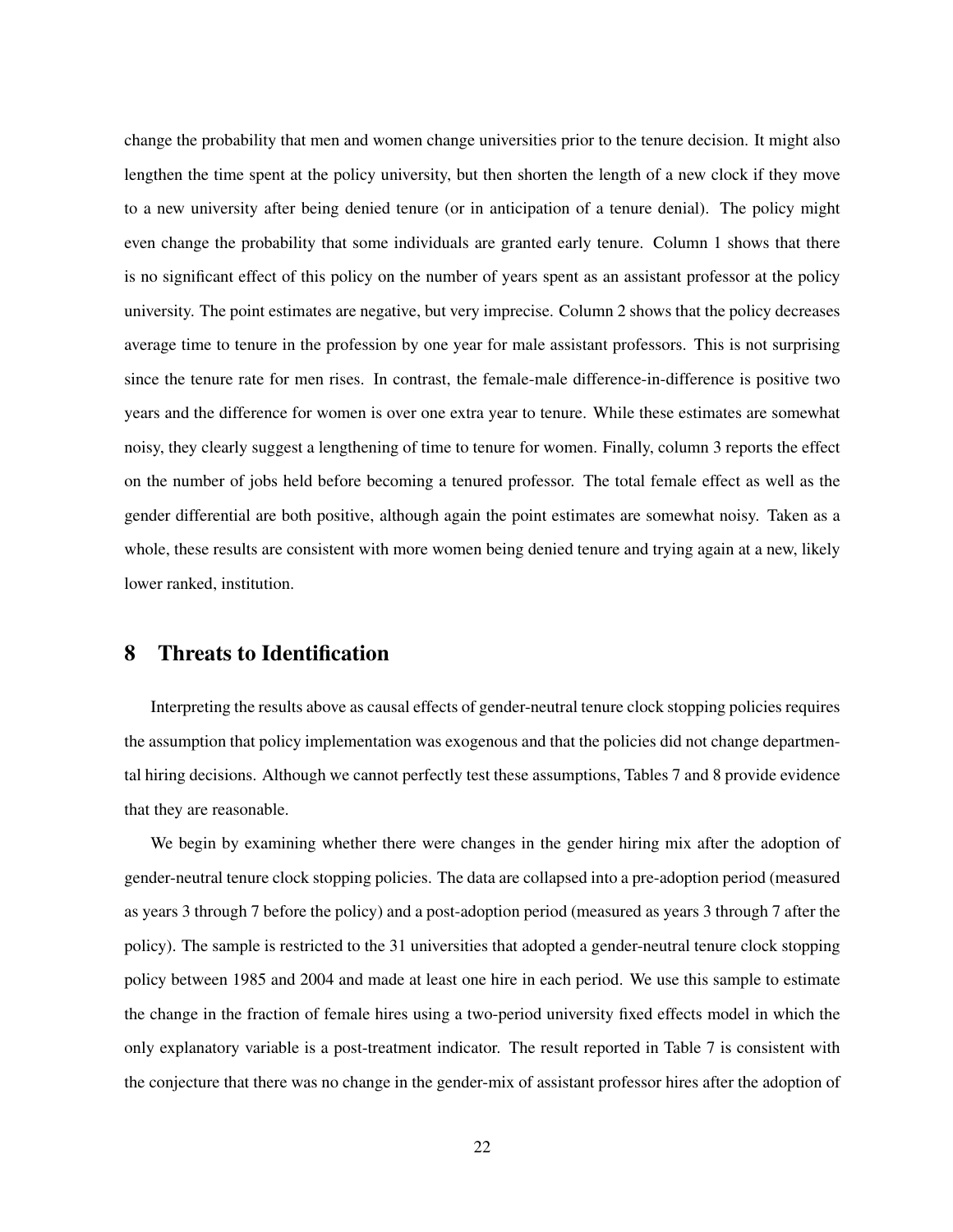change the probability that men and women change universities prior to the tenure decision. It might also lengthen the time spent at the policy university, but then shorten the length of a new clock if they move to a new university after being denied tenure (or in anticipation of a tenure denial). The policy might even change the probability that some individuals are granted early tenure. Column 1 shows that there is no significant effect of this policy on the number of years spent as an assistant professor at the policy university. The point estimates are negative, but very imprecise. Column 2 shows that the policy decreases average time to tenure in the profession by one year for male assistant professors. This is not surprising since the tenure rate for men rises. In contrast, the female-male difference-in-difference is positive two years and the difference for women is over one extra year to tenure. While these estimates are somewhat noisy, they clearly suggest a lengthening of time to tenure for women. Finally, column 3 reports the effect on the number of jobs held before becoming a tenured professor. The total female effect as well as the gender differential are both positive, although again the point estimates are somewhat noisy. Taken as a whole, these results are consistent with more women being denied tenure and trying again at a new, likely lower ranked, institution.

## 8 Threats to Identification

Interpreting the results above as causal effects of gender-neutral tenure clock stopping policies requires the assumption that policy implementation was exogenous and that the policies did not change departmental hiring decisions. Although we cannot perfectly test these assumptions, Tables 7 and 8 provide evidence that they are reasonable.

We begin by examining whether there were changes in the gender hiring mix after the adoption of gender-neutral tenure clock stopping policies. The data are collapsed into a pre-adoption period (measured as years 3 through 7 before the policy) and a post-adoption period (measured as years 3 through 7 after the policy). The sample is restricted to the 31 universities that adopted a gender-neutral tenure clock stopping policy between 1985 and 2004 and made at least one hire in each period. We use this sample to estimate the change in the fraction of female hires using a two-period university fixed effects model in which the only explanatory variable is a post-treatment indicator. The result reported in Table 7 is consistent with the conjecture that there was no change in the gender-mix of assistant professor hires after the adoption of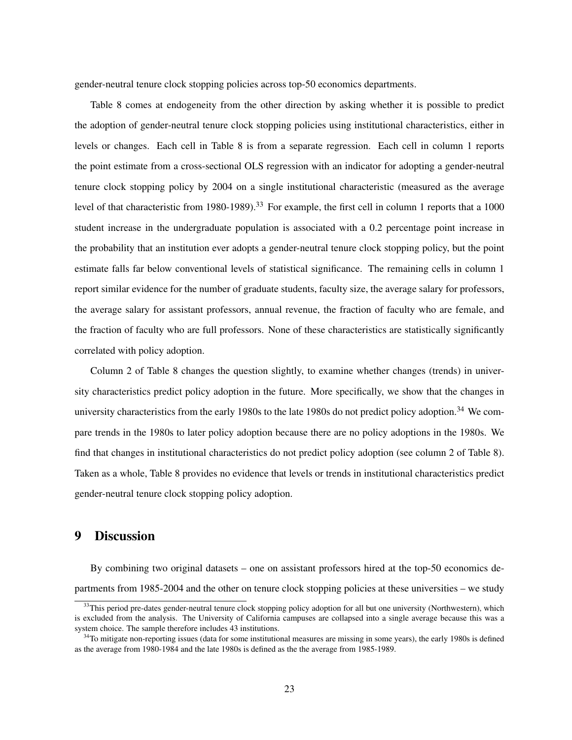gender-neutral tenure clock stopping policies across top-50 economics departments.

Table 8 comes at endogeneity from the other direction by asking whether it is possible to predict the adoption of gender-neutral tenure clock stopping policies using institutional characteristics, either in levels or changes. Each cell in Table 8 is from a separate regression. Each cell in column 1 reports the point estimate from a cross-sectional OLS regression with an indicator for adopting a gender-neutral tenure clock stopping policy by 2004 on a single institutional characteristic (measured as the average level of that characteristic from 1980-1989).[33] For example, the first cell in column 1 reports that a 1000 student increase in the undergraduate population is associated with a 0.2 percentage point increase in the probability that an institution ever adopts a gender-neutral tenure clock stopping policy, but the point estimate falls far below conventional levels of statistical significance. The remaining cells in column 1 report similar evidence for the number of graduate students, faculty size, the average salary for professors, the average salary for assistant professors, annual revenue, the fraction of faculty who are female, and the fraction of faculty who are full professors. None of these characteristics are statistically significantly correlated with policy adoption.

Column 2 of Table 8 changes the question slightly, to examine whether changes (trends) in university characteristics predict policy adoption in the future. More specifically, we show that the changes in university characteristics from the early 1980s to the late 1980s do not predict policy adoption.[34] We compare trends in the 1980s to later policy adoption because there are no policy adoptions in the 1980s. We find that changes in institutional characteristics do not predict policy adoption (see column 2 of Table 8). Taken as a whole, Table 8 provides no evidence that levels or trends in institutional characteristics predict gender-neutral tenure clock stopping policy adoption.

# 9 Discussion

By combining two original datasets – one on assistant professors hired at the top-50 economics departments from 1985-2004 and the other on tenure clock stopping policies at these universities – we study

[33]This period pre-dates gender-neutral tenure clock stopping policy adoption for all but one university (Northwestern), which is excluded from the analysis. The University of California campuses are collapsed into a single average because this was a system choice. The sample therefore includes 43 institutions.

[34]To mitigate non-reporting issues (data for some institutional measures are missing in some years), the early 1980s is defined as the average from 1980-1984 and the late 1980s is defined as the the average from 1985-1989.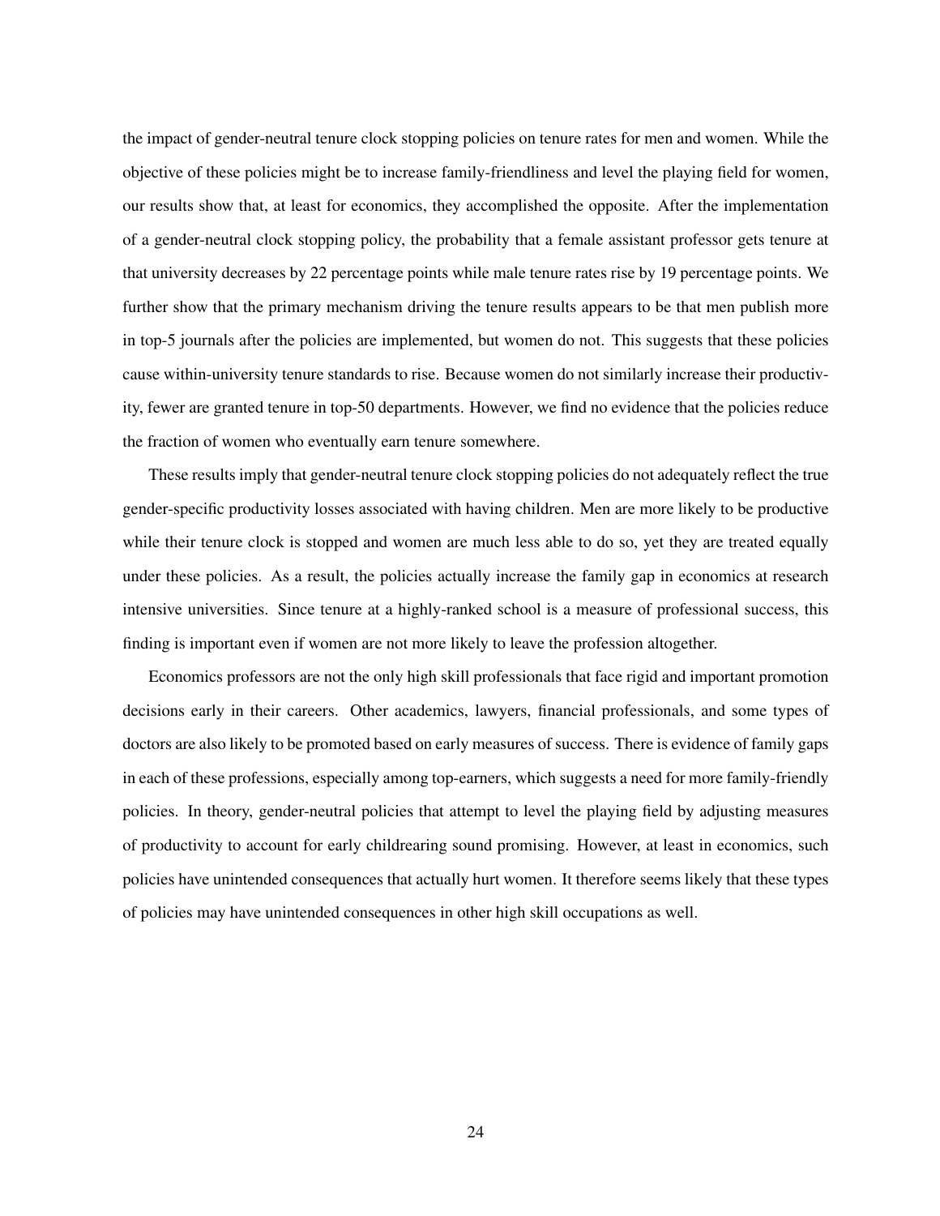the impact of gender-neutral tenure clock stopping policies on tenure rates for men and women. While the objective of these policies might be to increase family-friendliness and level the playing field for women, our results show that, at least for economics, they accomplished the opposite. After the implementation of a gender-neutral clock stopping policy, the probability that a female assistant professor gets tenure at that university decreases by 22 percentage points while male tenure rates rise by 19 percentage points. We further show that the primary mechanism driving the tenure results appears to be that men publish more in top-5 journals after the policies are implemented, but women do not. This suggests that these policies cause within-university tenure standards to rise. Because women do not similarly increase their productivity, fewer are granted tenure in top-50 departments. However, we find no evidence that the policies reduce the fraction of women who eventually earn tenure somewhere.

These results imply that gender-neutral tenure clock stopping policies do not adequately reflect the true gender-specific productivity losses associated with having children. Men are more likely to be productive while their tenure clock is stopped and women are much less able to do so, yet they are treated equally under these policies. As a result, the policies actually increase the family gap in economics at research intensive universities. Since tenure at a highly-ranked school is a measure of professional success, this finding is important even if women are not more likely to leave the profession altogether.

Economics professors are not the only high skill professionals that face rigid and important promotion decisions early in their careers. Other academics, lawyers, financial professionals, and some types of doctors are also likely to be promoted based on early measures of success. There is evidence of family gaps in each of these professions, especially among top-earners, which suggests a need for more family-friendly policies. In theory, gender-neutral policies that attempt to level the playing field by adjusting measures of productivity to account for early childrearing sound promising. However, at least in economics, such policies have unintended consequences that actually hurt women. It therefore seems likely that these types of policies may have unintended consequences in other high skill occupations as well.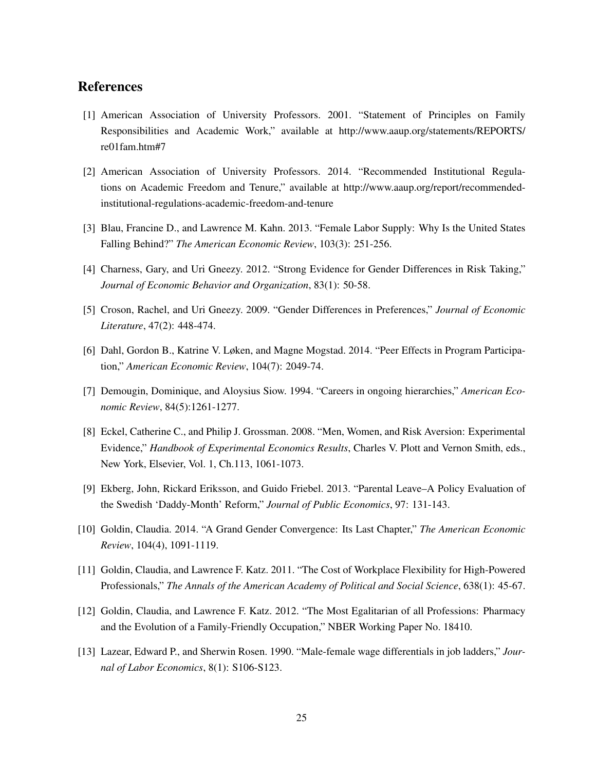## References

[1] American Association of University Professors. 2001. "Statement of Principles on Family Responsibilities and Academic Work," available at http://www.aaup.org/statements/REPORTS/re01fam.htm#7

[2] American Association of University Professors. 2014. "Recommended Institutional Regulations on Academic Freedom and Tenure," available at http://www.aaup.org/report/recommended-institutional-regulations-academic-freedom-and-tenure

[3] Blau, Francine D., and Lawrence M. Kahn. 2013. "Female Labor Supply: Why Is the United States Falling Behind?" *The American Economic Review*, 103(3): 251-256.

[4] Charness, Gary, and Uri Gneezy. 2012. "Strong Evidence for Gender Differences in Risk Taking," *Journal of Economic Behavior and Organization*, 83(1): 50-58.

[5] Croson, Rachel, and Uri Gneezy. 2009. "Gender Differences in Preferences," *Journal of Economic Literature*, 47(2): 448-474.

[6] Dahl, Gordon B., Katrine V. Løken, and Magne Mogstad. 2014. "Peer Effects in Program Participation," *American Economic Review*, 104(7): 2049-74.

[7] Demougin, Dominique, and Aloysius Siow. 1994. "Careers in ongoing hierarchies," *American Economic Review*, 84(5):1261-1277.

[8] Eckel, Catherine C., and Philip J. Grossman. 2008. "Men, Women, and Risk Aversion: Experimental Evidence," *Handbook of Experimental Economics Results*, Charles V. Plott and Vernon Smith, eds., New York, Elsevier, Vol. 1, Ch.113, 1061-1073.

[9] Ekberg, John, Rickard Eriksson, and Guido Friebel. 2013. "Parental Leave–A Policy Evaluation of the Swedish 'Daddy-Month' Reform," *Journal of Public Economics*, 97: 131-143.

[10] Goldin, Claudia. 2014. "A Grand Gender Convergence: Its Last Chapter," *The American Economic Review*, 104(4), 1091-1119.

[11] Goldin, Claudia, and Lawrence F. Katz. 2011. "The Cost of Workplace Flexibility for High-Powered Professionals," *The Annals of the American Academy of Political and Social Science*, 638(1): 45-67.

[12] Goldin, Claudia, and Lawrence F. Katz. 2012. "The Most Egalitarian of all Professions: Pharmacy and the Evolution of a Family-Friendly Occupation," NBER Working Paper No. 18410.

[13] Lazear, Edward P., and Sherwin Rosen. 1990. "Male-female wage differentials in job ladders," *Journal of Labor Economics*, 8(1): S106-S123.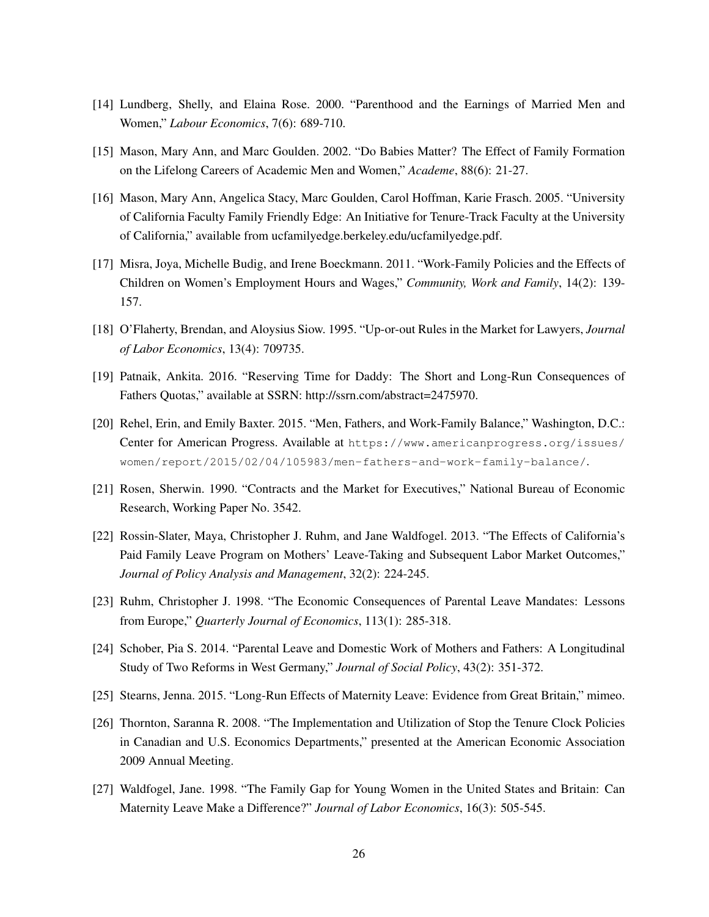[14] Lundberg, Shelly, and Elaina Rose. 2000. "Parenthood and the Earnings of Married Men and Women," *Labour Economics*, 7(6): 689-710.

[15] Mason, Mary Ann, and Marc Goulden. 2002. "Do Babies Matter? The Effect of Family Formation on the Lifelong Careers of Academic Men and Women," *Academe*, 88(6): 21-27.

[16] Mason, Mary Ann, Angelica Stacy, Marc Goulden, Carol Hoffman, Karie Frasch. 2005. "University of California Faculty Family Friendly Edge: An Initiative for Tenure-Track Faculty at the University of California," available from ucfamilyedge.berkeley.edu/ucfamilyedge.pdf.

[17] Misra, Joya, Michelle Budig, and Irene Boeckmann. 2011. "Work-Family Policies and the Effects of Children on Women's Employment Hours and Wages," *Community, Work and Family*, 14(2): 139-157.

[18] O'Flaherty, Brendan, and Aloysius Siow. 1995. "Up-or-out Rules in the Market for Lawyers, *Journal of Labor Economics*, 13(4): 709735.

[19] Patnaik, Ankita. 2016. "Reserving Time for Daddy: The Short and Long-Run Consequences of Fathers Quotas," available at SSRN: http://ssrn.com/abstract=2475970.

[20] Rehel, Erin, and Emily Baxter. 2015. "Men, Fathers, and Work-Family Balance," Washington, D.C.: Center for American Progress. Available at https://www.americanprogress.org/issues/women/report/2015/02/04/105983/men-fathers-and-work-family-balance/.

[21] Rosen, Sherwin. 1990. "Contracts and the Market for Executives," National Bureau of Economic Research, Working Paper No. 3542.

[22] Rossin-Slater, Maya, Christopher J. Ruhm, and Jane Waldfogel. 2013. "The Effects of California's Paid Family Leave Program on Mothers' Leave-Taking and Subsequent Labor Market Outcomes," *Journal of Policy Analysis and Management*, 32(2): 224-245.

[23] Ruhm, Christopher J. 1998. "The Economic Consequences of Parental Leave Mandates: Lessons from Europe," *Quarterly Journal of Economics*, 113(1): 285-318.

[24] Schober, Pia S. 2014. "Parental Leave and Domestic Work of Mothers and Fathers: A Longitudinal Study of Two Reforms in West Germany," *Journal of Social Policy*, 43(2): 351-372.

[25] Stearns, Jenna. 2015. "Long-Run Effects of Maternity Leave: Evidence from Great Britain," mimeo.

[26] Thornton, Saranna R. 2008. "The Implementation and Utilization of Stop the Tenure Clock Policies in Canadian and U.S. Economics Departments," presented at the American Economic Association 2009 Annual Meeting.

[27] Waldfogel, Jane. 1998. "The Family Gap for Young Women in the United States and Britain: Can Maternity Leave Make a Difference?" *Journal of Labor Economics*, 16(3): 505-545.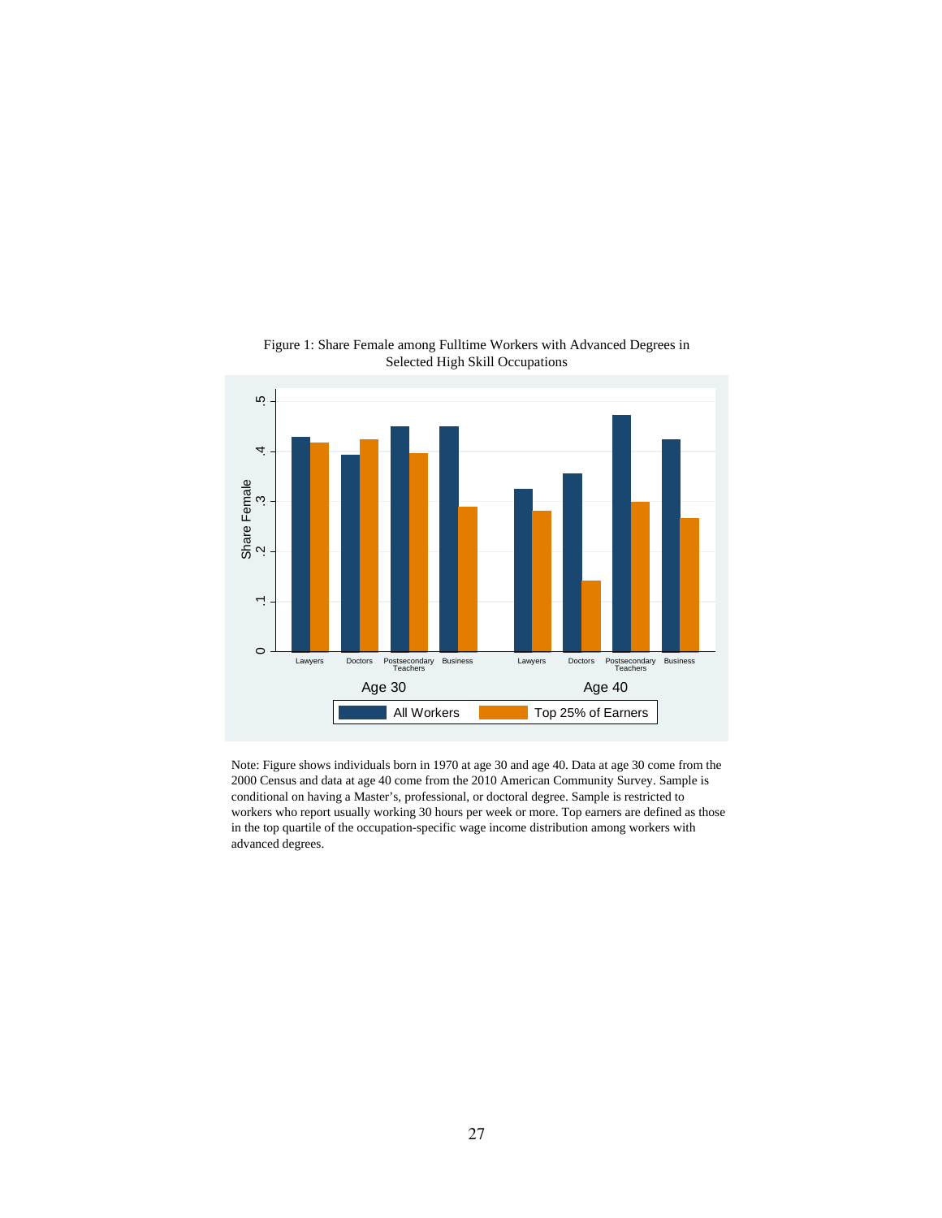Figure 1: Share Female among Fulltime Workers with Advanced Degrees in Selected High Skill Occupations

Note: Figure shows individuals born in 1970 at age 30 and age 40. Data at age 30 come from the 2000 Census and data at age 40 come from the 2010 American Community Survey. Sample is conditional on having a Master's, professional, or doctoral degree. Sample is restricted to workers who report usually working 30 hours per week or more. Top earners are defined as those in the top quartile of the occupation-specific wage income distribution among workers with advanced degrees.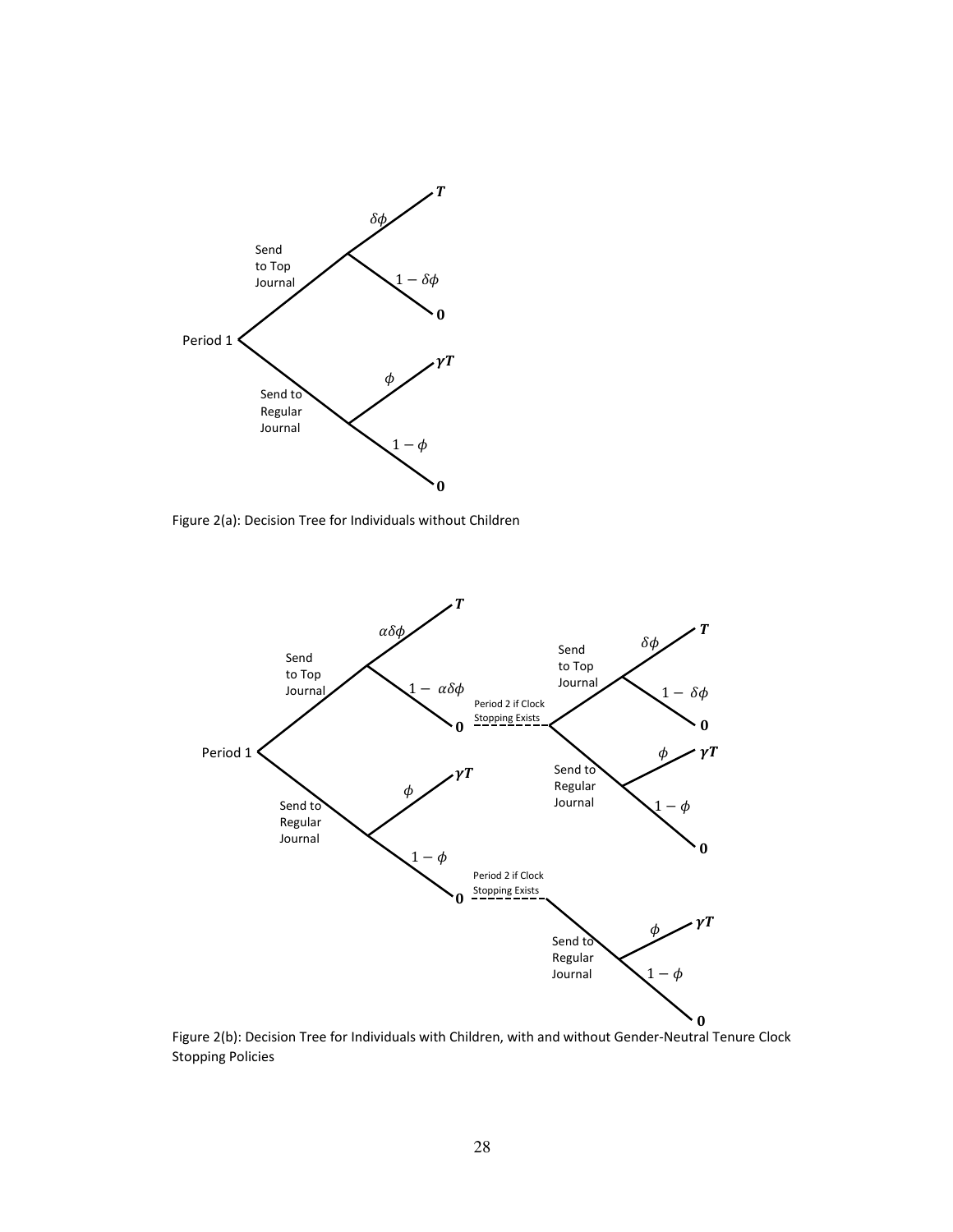Figure 2(a): Decision Tree for Individuals without Children

Figure 2(b): Decision Tree for Individuals with Children, with and without Gender-Neutral Tenure Clock Stopping Policies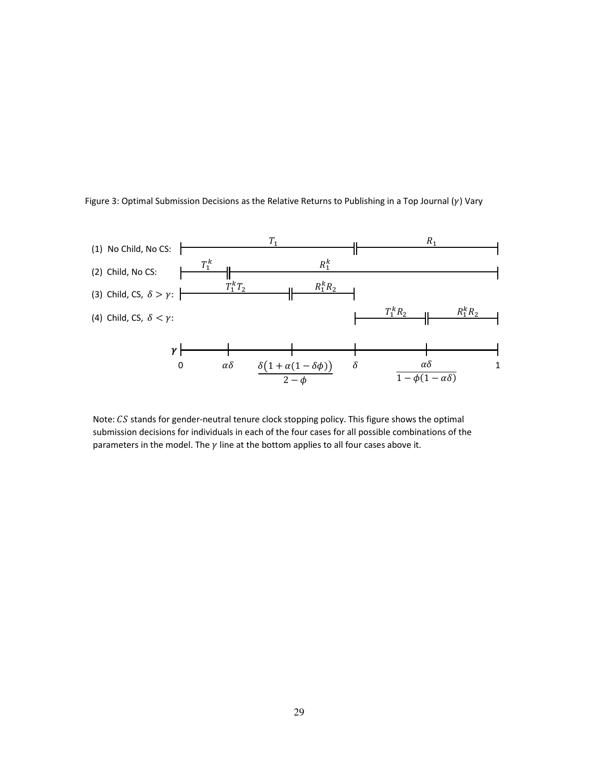Figure 3: Optimal Submission Decisions as the Relative Returns to Publishing in a Top Journal ($\gamma$) Vary

(1) No Child, No CS: $T_1$ (from $0$ to $\delta$) | $R_1$ (from $\delta$ to $1$)

(2) Child, No CS: $T_1^k$ (from $0$ to $\alpha\delta$) | $R_1^k$ (from $\alpha\delta$ to $1$)

(3) Child, CS, $\delta > \gamma$: $T_1^k T_2$ (from $0$ to $\frac{\delta(1+\alpha(1-\delta\phi))}{2-\phi}$) | $R_1^k R_2$ (from $\frac{\delta(1+\alpha(1-\delta\phi))}{2-\phi}$ to $\delta$)

(4) Child, CS, $\delta < \gamma$: $T_1^k R_2$ (from $\delta$ to $\frac{\alpha\delta}{1-\phi(1-\alpha\delta)}$) | $R_1^k R_2$ (from $\frac{\alpha\delta}{1-\phi(1-\alpha\delta)}$ to $1$)

$\gamma$: $0$, $\alpha\delta$, $\frac{\delta(1+\alpha(1-\delta\phi))}{2-\phi}$, $\delta$, $\frac{\alpha\delta}{1-\phi(1-\alpha\delta)}$, $1$

Note: $CS$ stands for gender-neutral tenure clock stopping policy. This figure shows the optimal submission decisions for individuals in each of the four cases for all possible combinations of the parameters in the model. The $\gamma$ line at the bottom applies to all four cases above it.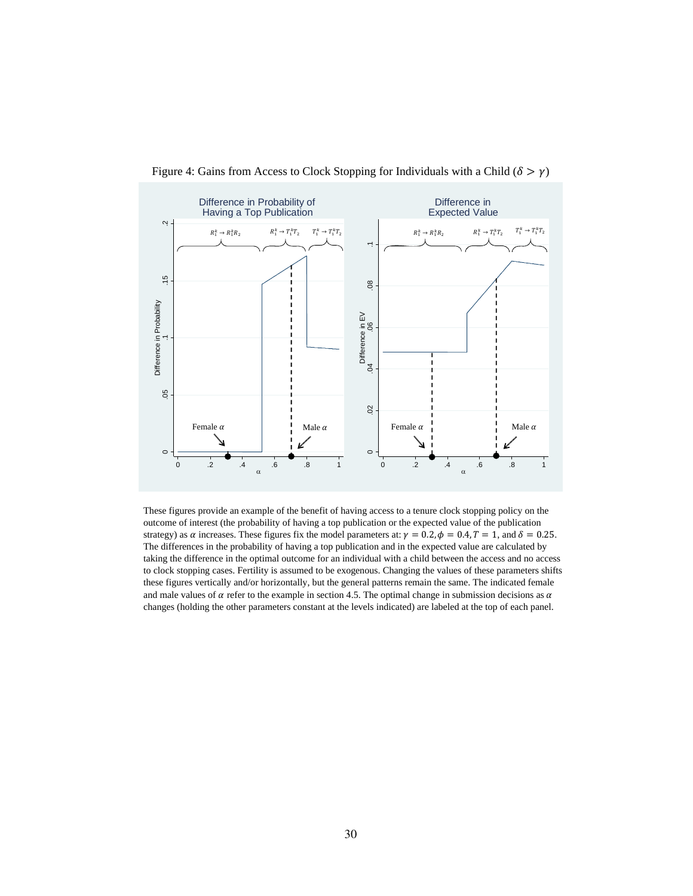Figure 4: Gains from Access to Clock Stopping for Individuals with a Child ($\delta > \gamma$)

These figures provide an example of the benefit of having access to a tenure clock stopping policy on the outcome of interest (the probability of having a top publication or the expected value of the publication strategy) as $\alpha$ increases. These figures fix the model parameters at: $\gamma = 0.2, \phi = 0.4, T = 1$, and $\delta = 0.25$. The differences in the probability of having a top publication and in the expected value are calculated by taking the difference in the optimal outcome for an individual with a child between the access and no access to clock stopping cases. Fertility is assumed to be exogenous. Changing the values of these parameters shifts these figures vertically and/or horizontally, but the general patterns remain the same. The indicated female and male values of $\alpha$ refer to the example in section 4.5. The optimal change in submission decisions as $\alpha$ changes (holding the other parameters constant at the levels indicated) are labeled at the top of each panel.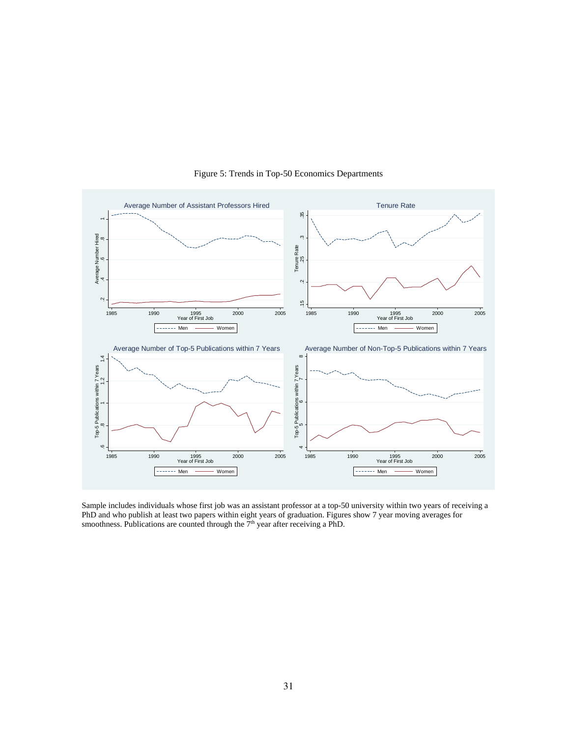Figure 5: Trends in Top-50 Economics Departments

Sample includes individuals whose first job was an assistant professor at a top-50 university within two years of receiving a PhD and who publish at least two papers within eight years of graduation. Figures show 7 year moving averages for smoothness. Publications are counted through the 7th year after receiving a PhD.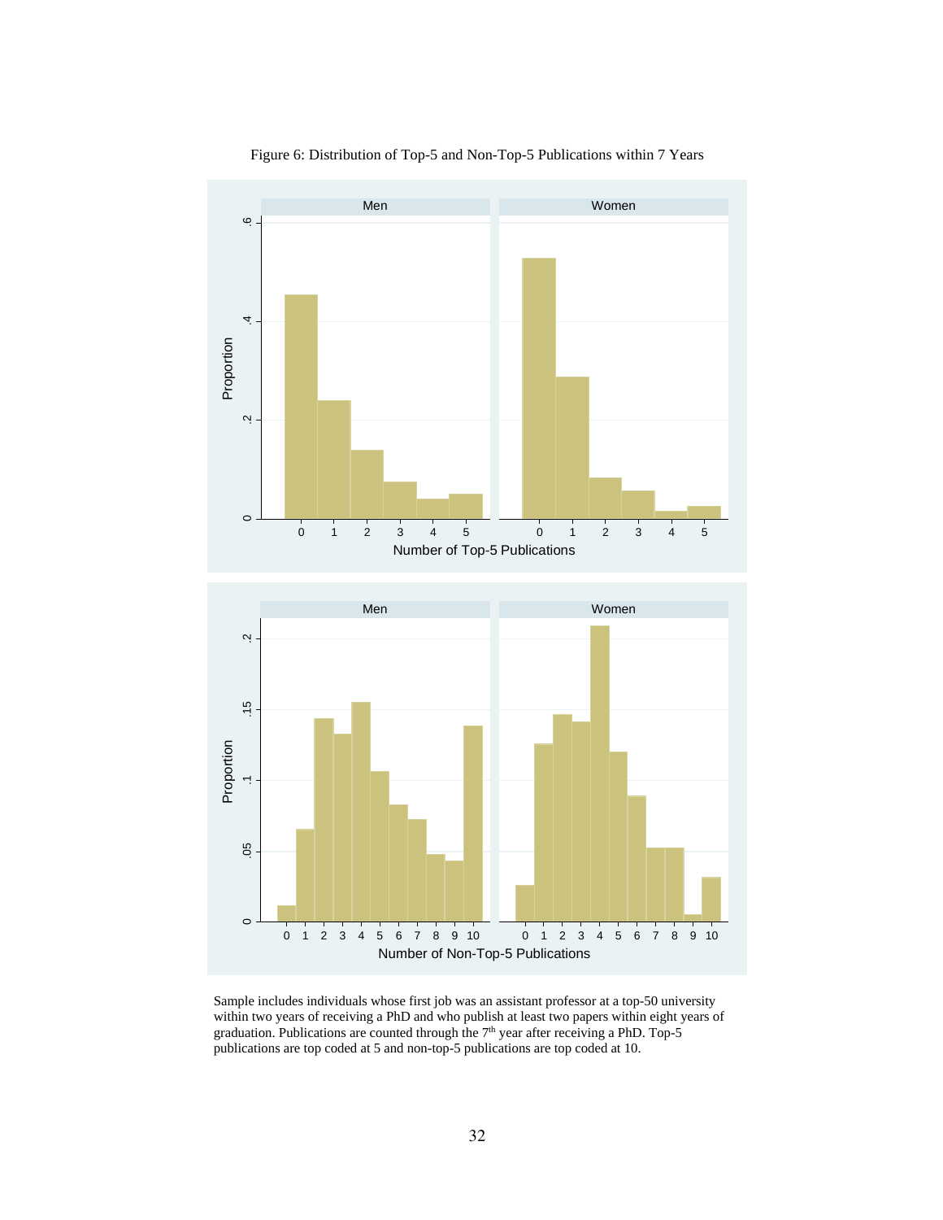Figure 6: Distribution of Top-5 and Non-Top-5 Publications within 7 Years

Sample includes individuals whose first job was an assistant professor at a top-50 university within two years of receiving a PhD and who publish at least two papers within eight years of graduation. Publications are counted through the 7th year after receiving a PhD. Top-5 publications are top coded at 5 and non-top-5 publications are top coded at 10.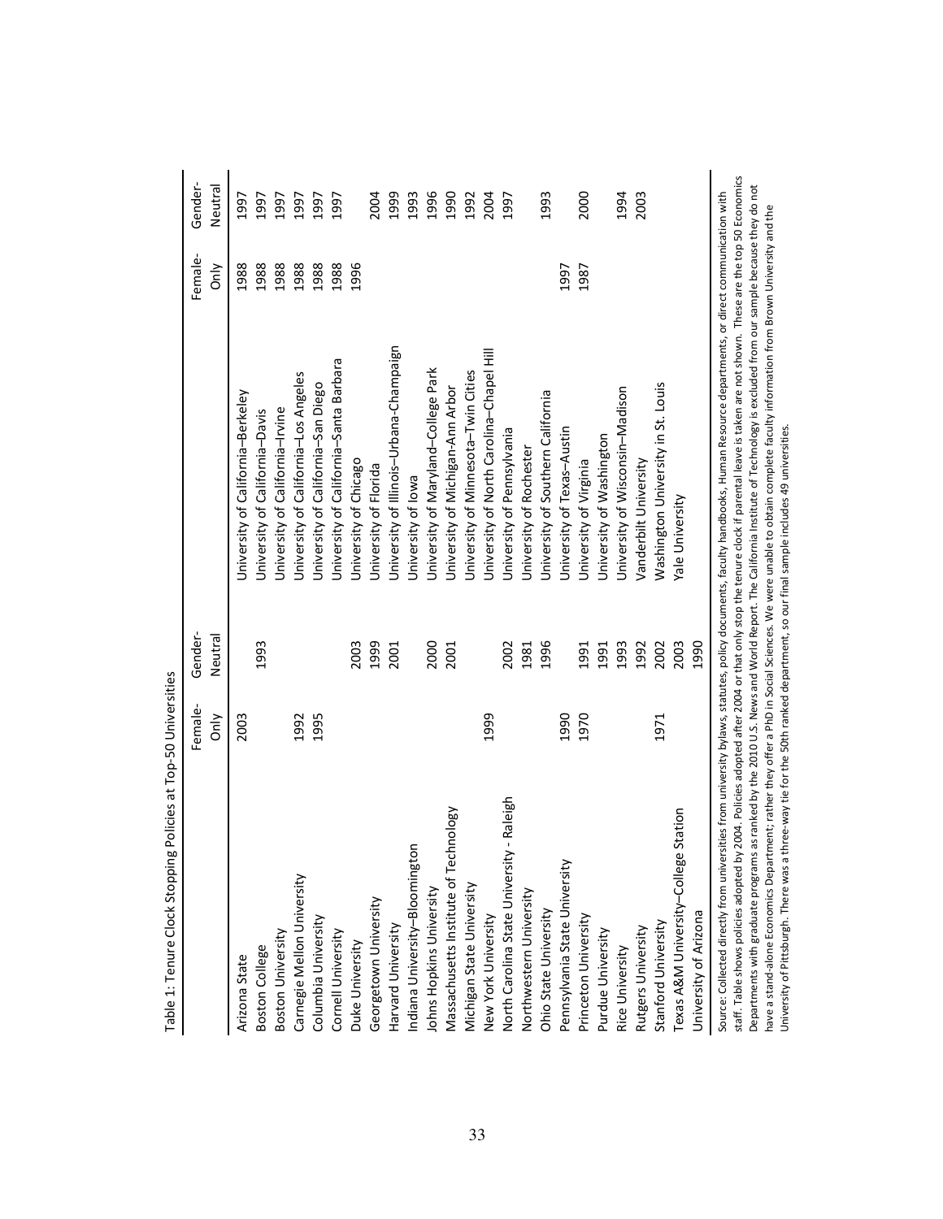Table 1: Tenure Clock Stopping Policies at Top-50 Universities

| | Female-Only | Gender-Neutral | | Female-Only | Gender-Neutral |
|---|---|---|---|---|---|
| Arizona State | 2003 | | University of California–Berkeley | 1988 | 1997 |
| Boston College | | 1993 | University of California–Davis | 1988 | 1997 |
| Boston University | | | University of California–Irvine | 1988 | 1997 |
| Carnegie Mellon University | 1992 | | University of California–Los Angeles | 1988 | 1997 |
| Columbia University | 1995 | | University of California–San Diego | 1988 | 1997 |
| Cornell University | | | University of California–Santa Barbara | 1988 | 1997 |
| Duke University | | 2003 | University of Chicago | 1996 | |
| Georgetown University | | 1999 | University of Florida | | 2004 |
| Harvard University | | 2001 | University of Illinois–Urbana-Champaign | | 1999 |
| Indiana University–Bloomington | | | University of Iowa | | 1993 |
| Johns Hopkins University | | 2000 | University of Maryland–College Park | | 1996 |
| Massachusetts Institute of Technology | | 2001 | University of Michigan-Ann Arbor | | 1990 |
| Michigan State University | | | University of Minnesota–Twin Cities | | 1992 |
| New York University | 1999 | | University of North Carolina–Chapel Hill | | 2004 |
| North Carolina State University - Raleigh | | 2002 | University of Pennsylvania | | 1997 |
| Northwestern University | | 1981 | University of Rochester | | |
| Ohio State University | | 1996 | University of Southern California | | 1993 |
| Pennsylvania State University | 1990 | | University of Texas–Austin | 1997 | |
| Princeton University | 1970 | 1991 | University of Virginia | 1987 | 2000 |
| Purdue University | | 1991 | University of Washington | | |
| Rice University | | 1993 | University of Wisconsin–Madison | | 1994 |
| Rutgers University | | 1992 | Vanderbilt University | | 2003 |
| Stanford University | 1971 | 2002 | Washington University in St. Louis | | |
| Texas A&M University–College Station | | 2003 | Yale University | | |
| University of Arizona | | 1990 | | | |

Source: Collected directly from universities from university bylaws, statutes, policy documents, faculty handbooks, Human Resource departments, or direct communication with staff. Table shows policies adopted by 2004. Policies adopted after 2004 or that only stop the tenure clock if parental leave is taken are not shown. These are the top 50 Economics Departments with graduate programs as ranked by the 2010 U.S. News and World Report. The California Institute of Technology is excluded from our sample because they do not have a stand-alone Economics Department; rather they offer a PhD in Social Sciences. We were unable to obtain complete faculty information from Brown University and the University of Pittsburgh. There was a three-way tie for the 50th ranked department, so our final sample includes 49 universities.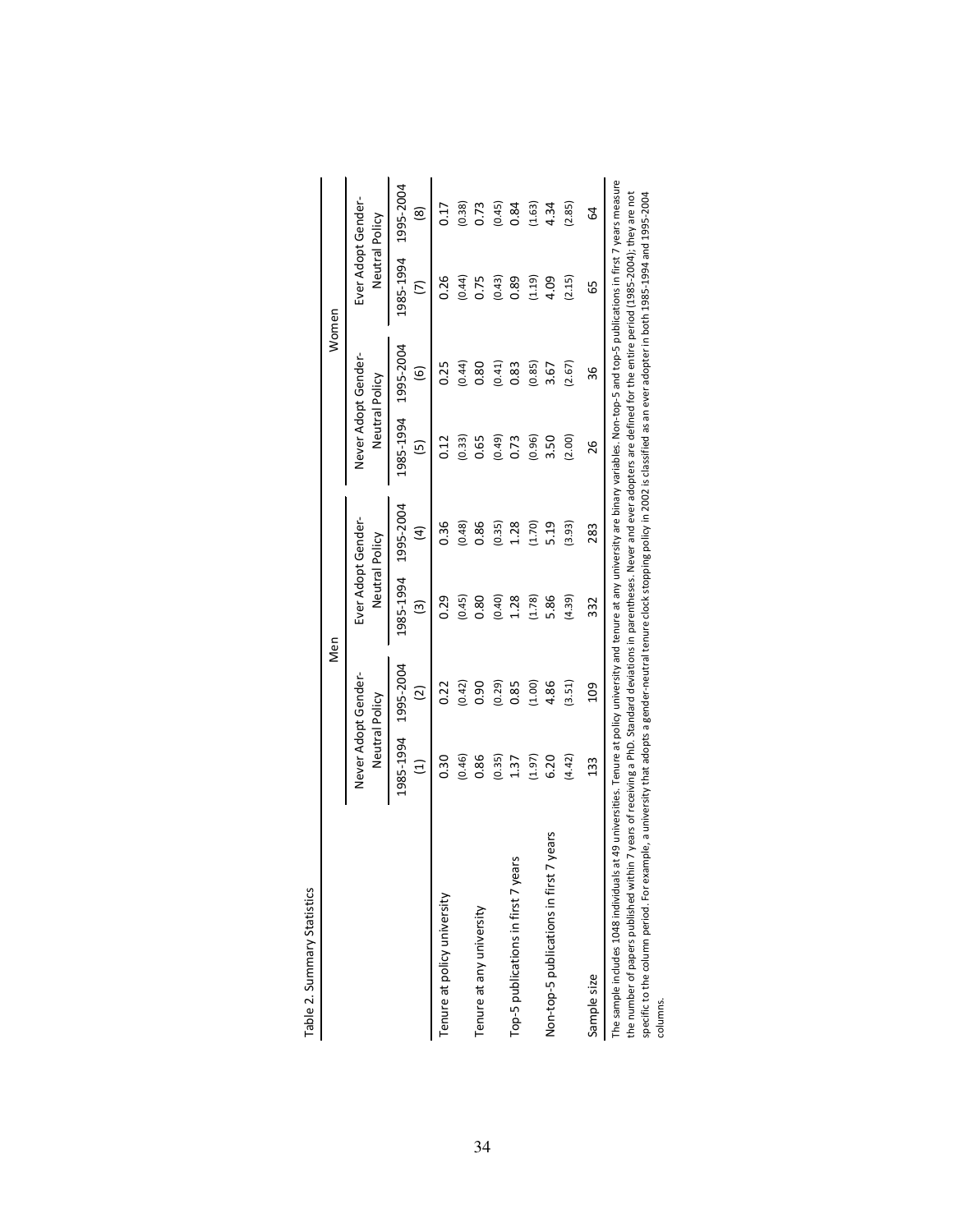Table 2. Summary Statistics

| | Men | | | | Women | | | |
|---|---|---|---|---|---|---|---|---|
| | Never Adopt Gender-Neutral Policy | | Ever Adopt Gender-Neutral Policy | | Never Adopt Gender-Neutral Policy | | Ever Adopt Gender-Neutral Policy | |
| | 1985-1994 | 1995-2004 | 1985-1994 | 1995-2004 | 1985-1994 | 1995-2004 | 1985-1994 | 1995-2004 |
| | (1) | (2) | (3) | (4) | (5) | (6) | (7) | (8) |
| Tenure at policy university | 0.30 | 0.22 | 0.29 | 0.36 | 0.12 | 0.25 | 0.26 | 0.17 |
| | (0.46) | (0.42) | (0.45) | (0.48) | (0.33) | (0.44) | (0.44) | (0.38) |
| Tenure at any university | 0.86 | 0.90 | 0.80 | 0.86 | 0.65 | 0.80 | 0.75 | 0.73 |
| | (0.35) | (0.29) | (0.40) | (0.35) | (0.49) | (0.41) | (0.43) | (0.45) |
| Top-5 publications in first 7 years | 1.37 | 0.85 | 1.28 | 1.28 | 0.73 | 0.83 | 0.89 | 0.84 |
| | (1.97) | (1.00) | (1.78) | (1.70) | (0.96) | (0.85) | (1.19) | (1.63) |
| Non-top-5 publications in first 7 years | 6.20 | 4.86 | 5.86 | 5.19 | 3.50 | 3.67 | 4.09 | 4.34 |
| | (4.42) | (3.51) | (4.39) | (3.93) | (2.00) | (2.67) | (2.15) | (2.85) |
| Sample size | 133 | 109 | 332 | 283 | 26 | 36 | 65 | 64 |

The sample includes 1048 individuals at 49 universities. Tenure at policy university and tenure at any university are binary variables. Non-top-5 and top-5 publications in first 7 years measure the number of papers published within 7 years of receiving a PhD. Standard deviations in parentheses. Never and ever adopters are defined for the entire period (1985-2004); they are not specific to the column period. For example, a university that adopts a gender-neutral tenure clock stopping policy in 2002 is classified as an ever adopter in both 1985-1994 and 1995-2004 columns.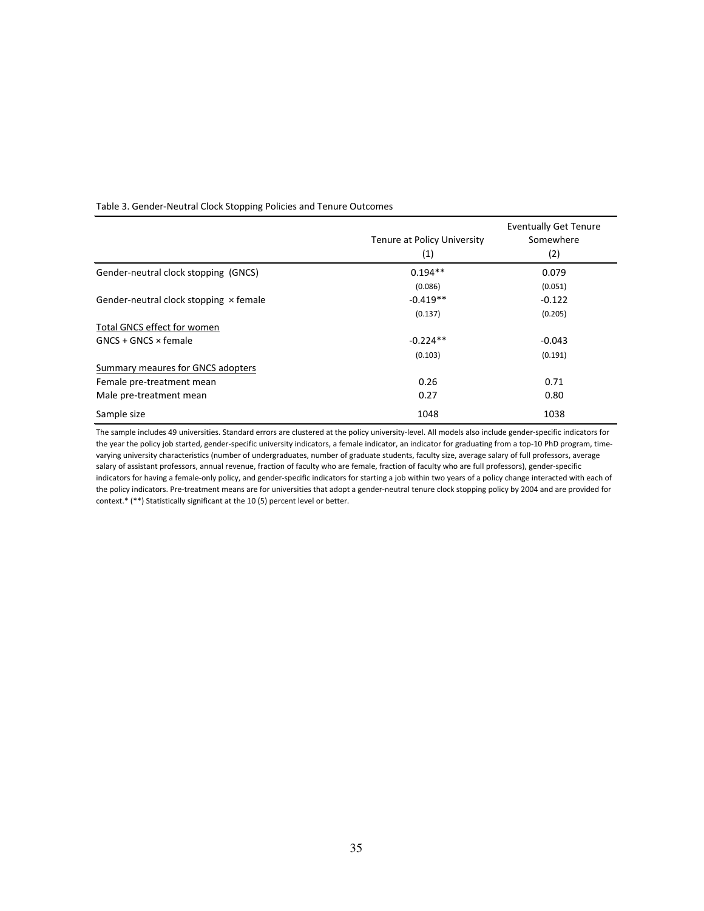Table 3. Gender-Neutral Clock Stopping Policies and Tenure Outcomes

| | Tenure at Policy University (1) | Eventually Get Tenure Somewhere (2) |
|---|---|---|
| Gender-neutral clock stopping (GNCS) | 0.194** | 0.079 |
| | (0.086) | (0.051) |
| Gender-neutral clock stopping × female | -0.419** | -0.122 |
| | (0.137) | (0.205) |
| Total GNCS effect for women | | |
| GNCS + GNCS × female | -0.224** | -0.043 |
| | (0.103) | (0.191) |
| Summary meaures for GNCS adopters | | |
| Female pre-treatment mean | 0.26 | 0.71 |
| Male pre-treatment mean | 0.27 | 0.80 |
| Sample size | 1048 | 1038 |

The sample includes 49 universities. Standard errors are clustered at the policy university-level. All models also include gender-specific indicators for the year the policy job started, gender-specific university indicators, a female indicator, an indicator for graduating from a top-10 PhD program, time-varying university characteristics (number of undergraduates, number of graduate students, faculty size, average salary of full professors, average salary of assistant professors, annual revenue, fraction of faculty who are female, fraction of faculty who are full professors), gender-specific indicators for having a female-only policy, and gender-specific indicators for starting a job within two years of a policy change interacted with each of the policy indicators. Pre-treatment means are for universities that adopt a gender-neutral tenure clock stopping policy by 2004 and are provided for context.* (**) Statistically significant at the 10 (5) percent level or better.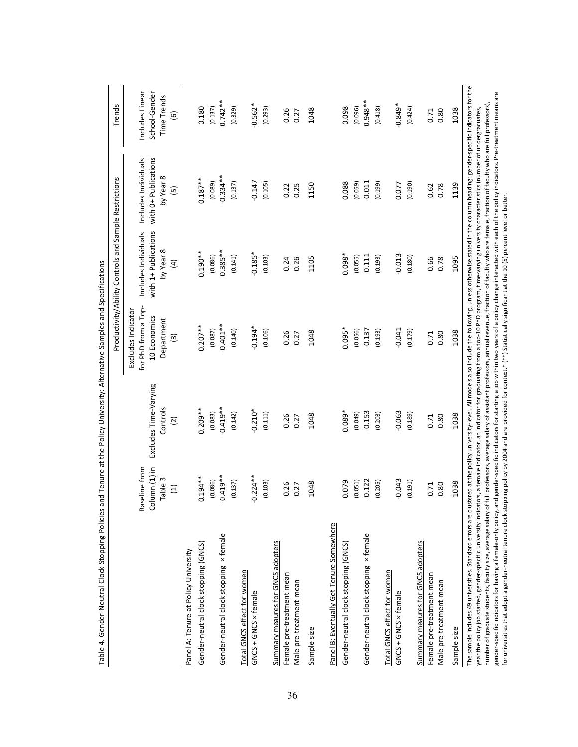Table 4. Gender-Neutral Clock Stopping Policies and Tenure at the Policy University: Alternative Samples and Specifications

| | | | Productivity/Ability Controls and Sample Restrictions | | | Trends |
|---|---|---|---|---|---|---|
| | Baseline from Column (1) in Table 3 | Excludes Time-Varying Controls | Excludes Indicator for PhD from a Top-10 Economics Department | Includes Individuals with 1+ Publications by Year 8 | Includes Individuals with 0+ Publications by Year 8 | Includes Linear School-Gender Time Trends |
| | (1) | (2) | (3) | (4) | (5) | (6) |
| Panel A: Tenure at Policy University | | | | | | |
| Gender-neutral clock stopping (GNCS) | 0.194** | 0.209** | 0.207** | 0.190** | 0.187** | 0.180 |
| | (0.086) | (0.083) | (0.087) | (0.086) | (0.089) | (0.137) |
| Gender-neutral clock stopping × female | -0.419** | -0.419** | -0.401** | -0.385** | -0.334** | -0.742** |
| | (0.137) | (0.142) | (0.140) | (0.141) | (0.137) | (0.329) |
| Total GNCS effect for women | | | | | | |
| GNCS + GNCS × female | -0.224** | -0.210* | -0.194* | -0.185* | -0.147 | -0.562* |
| | (0.103) | (0.111) | (0.106) | (0.103) | (0.105) | (0.293) |
| Summary meaures for GNCS adopters | | | | | | |
| Female pre-treatment mean | 0.26 | 0.26 | 0.26 | 0.24 | 0.22 | 0.26 |
| Male pre-treatment mean | 0.27 | 0.27 | 0.27 | 0.26 | 0.25 | 0.27 |
| Sample size | 1048 | 1048 | 1048 | 1105 | 1150 | 1048 |
| Panel B: Eventually Get Tenure Somewhere | | | | | | |
| Gender-neutral clock stopping (GNCS) | 0.079 | 0.089* | 0.095* | 0.098* | 0.088 | 0.098 |
| | (0.051) | (0.049) | (0.056) | (0.055) | (0.059) | (0.096) |
| Gender-neutral clock stopping × female | -0.122 | -0.153 | -0.137 | -0.111 | -0.011 | -0.948** |
| | (0.205) | (0.203) | (0.193) | (0.193) | (0.199) | (0.418) |
| Total GNCS effect for women | | | | | | |
| GNCS + GNCS × female | -0.043 | -0.063 | -0.041 | -0.013 | 0.077 | -0.849* |
| | (0.191) | (0.189) | (0.179) | (0.180) | (0.190) | (0.424) |
| Summary meaures for GNCS adopters | | | | | | |
| Female pre-treatment mean | 0.71 | 0.71 | 0.71 | 0.66 | 0.62 | 0.71 |
| Male pre-treatment mean | 0.80 | 0.80 | 0.80 | 0.78 | 0.78 | 0.80 |
| Sample size | 1038 | 1038 | 1038 | 1095 | 1139 | 1038 |

The sample includes 49 universities. Standard errors are clustered at the policy university-level. All models also include the following, unless otherwise stated in the column heading: gender-specific indicators for the year the policy job started, gender-specific university indicators, a female indicator, an indicator for graduating from a top-10 PhD program, time-varying university characteristics (number of undergraduates, number of graduate students, faculty size, average salary of full professors, average salary of assistant professors, annual revenue, fraction of faculty who are female, fraction of faculty who are full professors), gender-specific indicators for having a female-only policy, and gender-specific indicators for starting a job within two years of a policy change interacted with each of the policy indicators. Pre-treatment means are for universities that adopt a gender-neutral tenure clock stopping policy by 2004 and are provided for context.* (**) Statistically significant at the 10 (5) percent level or better.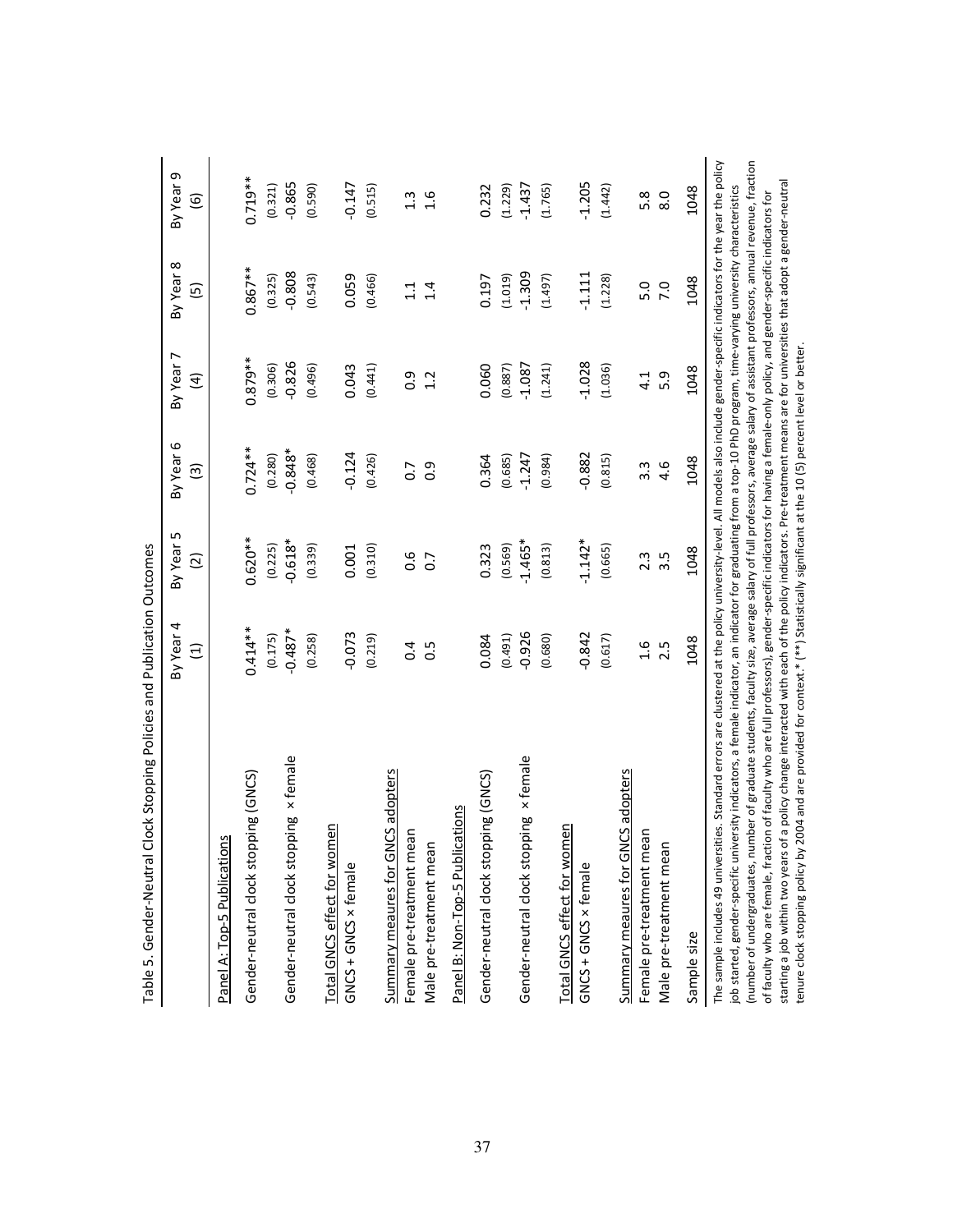Table 5. Gender-Neutral Clock Stopping Policies and Publication Outcomes

| | By Year 4 (1) | By Year 5 (2) | By Year 6 (3) | By Year 7 (4) | By Year 8 (5) | By Year 9 (6) |
|---|---|---|---|---|---|---|
| Panel A: Top-5 Publications | | | | | | |
| Gender-neutral clock stopping (GNCS) | 0.414** | 0.620** | 0.724** | 0.879** | 0.867** | 0.719** |
| | (0.175) | (0.225) | (0.280) | (0.306) | (0.325) | (0.321) |
| Gender-neutral clock stopping × female | -0.487* | -0.618* | -0.848* | -0.826 | -0.808 | -0.865 |
| | (0.258) | (0.339) | (0.468) | (0.496) | (0.543) | (0.590) |
| Total GNCS effect for women | | | | | | |
| GNCS + GNCS × female | -0.073 | 0.001 | -0.124 | 0.043 | 0.059 | -0.147 |
| | (0.219) | (0.310) | (0.426) | (0.441) | (0.466) | (0.515) |
| Summary meaures for GNCS adopters | | | | | | |
| Female pre-treatment mean | 0.4 | 0.6 | 0.7 | 0.9 | 1.1 | 1.3 |
| Male pre-treatment mean | 0.5 | 0.7 | 0.9 | 1.2 | 1.4 | 1.6 |
| Panel B: Non-Top-5 Publications | | | | | | |
| Gender-neutral clock stopping (GNCS) | 0.084 | 0.323 | 0.364 | 0.060 | 0.197 | 0.232 |
| | (0.491) | (0.569) | (0.685) | (0.887) | (1.019) | (1.229) |
| Gender-neutral clock stopping × female | -0.926 | -1.465* | -1.247 | -1.087 | -1.309 | -1.437 |
| | (0.680) | (0.813) | (0.984) | (1.241) | (1.497) | (1.765) |
| Total GNCS effect for women | | | | | | |
| GNCS + GNCS × female | -0.842 | -1.142* | -0.882 | -1.028 | -1.111 | -1.205 |
| | (0.617) | (0.665) | (0.815) | (1.036) | (1.228) | (1.442) |
| Summary meaures for GNCS adopters | | | | | | |
| Female pre-treatment mean | 1.6 | 2.3 | 3.3 | 4.1 | 5.0 | 5.8 |
| Male pre-treatment mean | 2.5 | 3.5 | 4.6 | 5.9 | 7.0 | 8.0 |
| Sample size | 1048 | 1048 | 1048 | 1048 | 1048 | 1048 |

The sample includes 49 universities. Standard errors are clustered at the policy university-level. All models also include gender-specific indicators for the year the policy job started, gender-specific university indicators, a female indicator, an indicator for graduating from a top-10 PhD program, time-varying university characteristics (number of undergraduates, number of graduate students, faculty size, average salary of full professors, average salary of assistant professors, annual revenue, fraction of faculty who are female, fraction of faculty who are full professors), gender-specific indicators for having a female-only policy, and gender-specific indicators for starting a job within two years of a policy change interacted with each of the policy indicators. Pre-treatment means are for universities that adopt a gender-neutral tenure clock stopping policy by 2004 and are provided for context.* (**) Statistically significant at the 10 (5) percent level or better.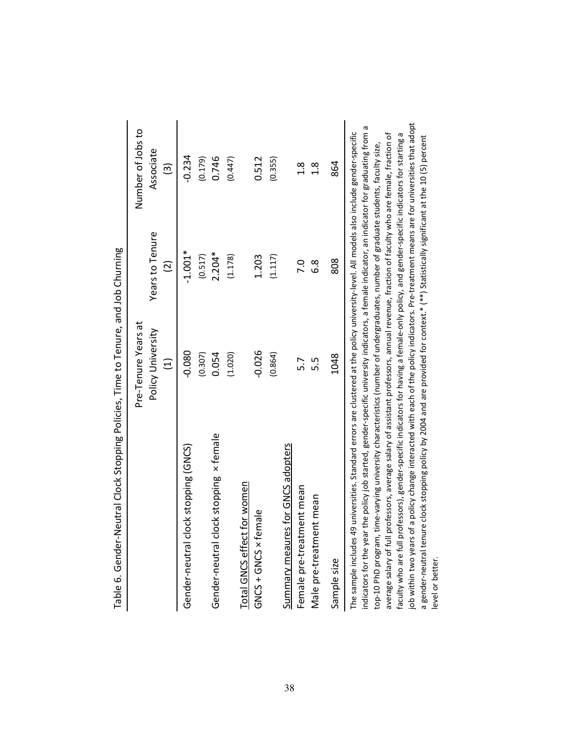Table 6. Gender-Neutral Clock Stopping Policies, Time to Tenure, and Job Churning

| | Pre-Tenure Years at Policy University | Years to Tenure | Number of Jobs to Associate |
|---|---|---|---|
| | (1) | (2) | (3) |
| Gender-neutral clock stopping (GNCS) | -0.080 | -1.001* | -0.234 |
| | (0.307) | (0.517) | (0.179) |
| Gender-neutral clock stopping × female | 0.054 | 2.204* | 0.746 |
| | (1.020) | (1.178) | (0.447) |
| Total GNCS effect for women | | | |
| GNCS + GNCS × female | -0.026 | 1.203 | 0.512 |
| | (0.864) | (1.117) | (0.355) |
| Summary meaures for GNCS adopters | | | |
| Female pre-treatment mean | 5.7 | 7.0 | 1.8 |
| Male pre-treatment mean | 5.5 | 6.8 | 1.8 |
| Sample size | 1048 | 808 | 864 |

The sample includes 49 universities. Standard errors are clustered at the policy university-level. All models also include gender-specific indicators for the year the policy job started, gender-specific university indicators, a female indicator, an indicator for graduating from a top-10 PhD program, time-varying university characteristics (number of undergraduates, number of graduate students, faculty size, average salary of full professors, average salary of assistant professors, annual revenue, fraction of faculty who are female, fraction of faculty who are full professors), gender-specific indicators for having a female-only policy, and gender-specific indicators for starting a job within two years of a policy change interacted with each of the policy indicators. Pre-treatment means are for universities that adopt a gender-neutral tenure clock stopping policy by 2004 and are provided for context.* (**) Statistically significant at the 10 (5) percent level or better.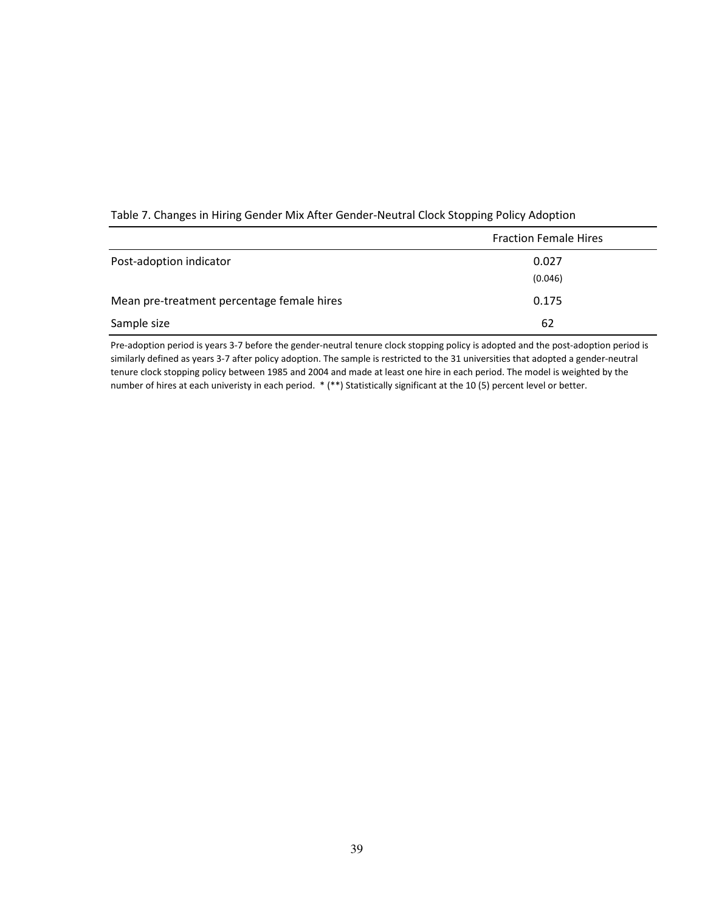Table 7. Changes in Hiring Gender Mix After Gender-Neutral Clock Stopping Policy Adoption

| | Fraction Female Hires |
|---|---|
| Post-adoption indicator | 0.027 |
| | (0.046) |
| Mean pre-treatment percentage female hires | 0.175 |
| Sample size | 62 |

Pre-adoption period is years 3-7 before the gender-neutral tenure clock stopping policy is adopted and the post-adoption period is similarly defined as years 3-7 after policy adoption. The sample is restricted to the 31 universities that adopted a gender-neutral tenure clock stopping policy between 1985 and 2004 and made at least one hire in each period. The model is weighted by the number of hires at each univeristy in each period. * (**) Statistically significant at the 10 (5) percent level or better.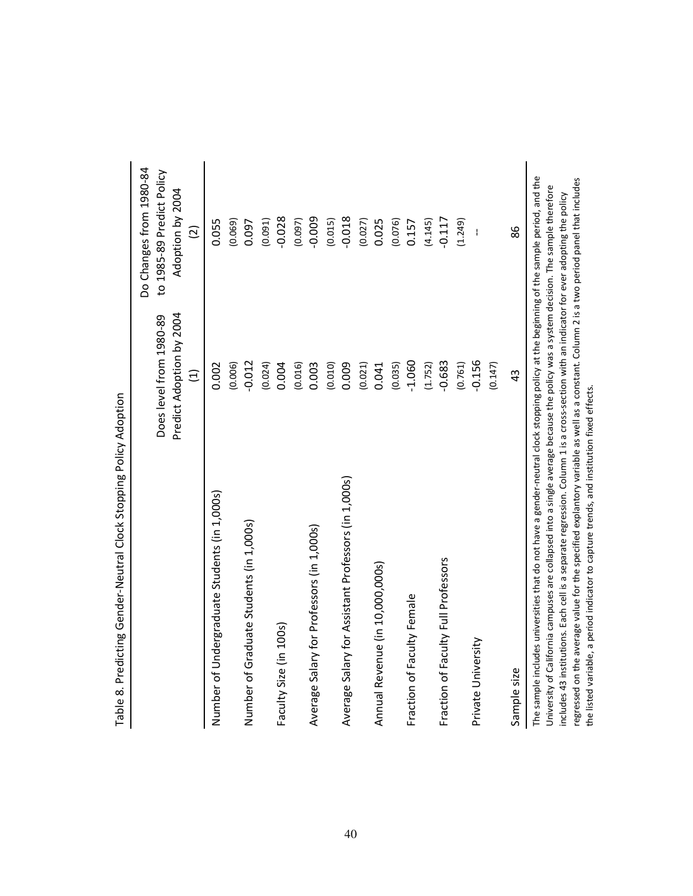Table 8. Predicting Gender-Neutral Clock Stopping Policy Adoption

| | Does level from 1980-89 Predict Adoption by 2004 | Do Changes from 1980-84 to 1985-89 Predict Policy Adoption by 2004 |
|---|---|---|
| | (1) | (2) |
| Number of Undergraduate Students (in 1,000s) | 0.002 | 0.055 |
| | (0.006) | (0.069) |
| Number of Graduate Students (in 1,000s) | -0.012 | 0.097 |
| | (0.024) | (0.091) |
| Faculty Size (in 100s) | 0.004 | -0.028 |
| | (0.016) | (0.097) |
| Average Salary for Professors (in 1,000s) | 0.003 | -0.009 |
| | (0.010) | (0.015) |
| Average Salary for Assistant Professors (in 1,000s) | 0.009 | -0.018 |
| | (0.021) | (0.027) |
| Annual Revenue (in 10,000,000s) | 0.041 | 0.025 |
| | (0.035) | (0.076) |
| Fraction of Faculty Female | -1.060 | 0.157 |
| | (1.752) | (4.145) |
| Fraction of Faculty Full Professors | -0.683 | -0.117 |
| | (0.761) | (1.249) |
| Private University | -0.156 | -- |
| | (0.147) | |
| Sample size | 43 | 86 |

The sample includes universities that do not have a gender-neutral clock stopping policy at the beginning of the sample period, and the University of California campuses are collapsed into a single average because the policy was a system decision. The sample therefore includes 43 institutions. Each cell is a separate regression. Column 1 is a cross-section with an indicator for ever adopting the policy regressed on the average value for the specified explantory variable as well as a constant. Column 2 is a two period panel that includes the listed variable, a period indicator to capture trends, and institution fixed effects.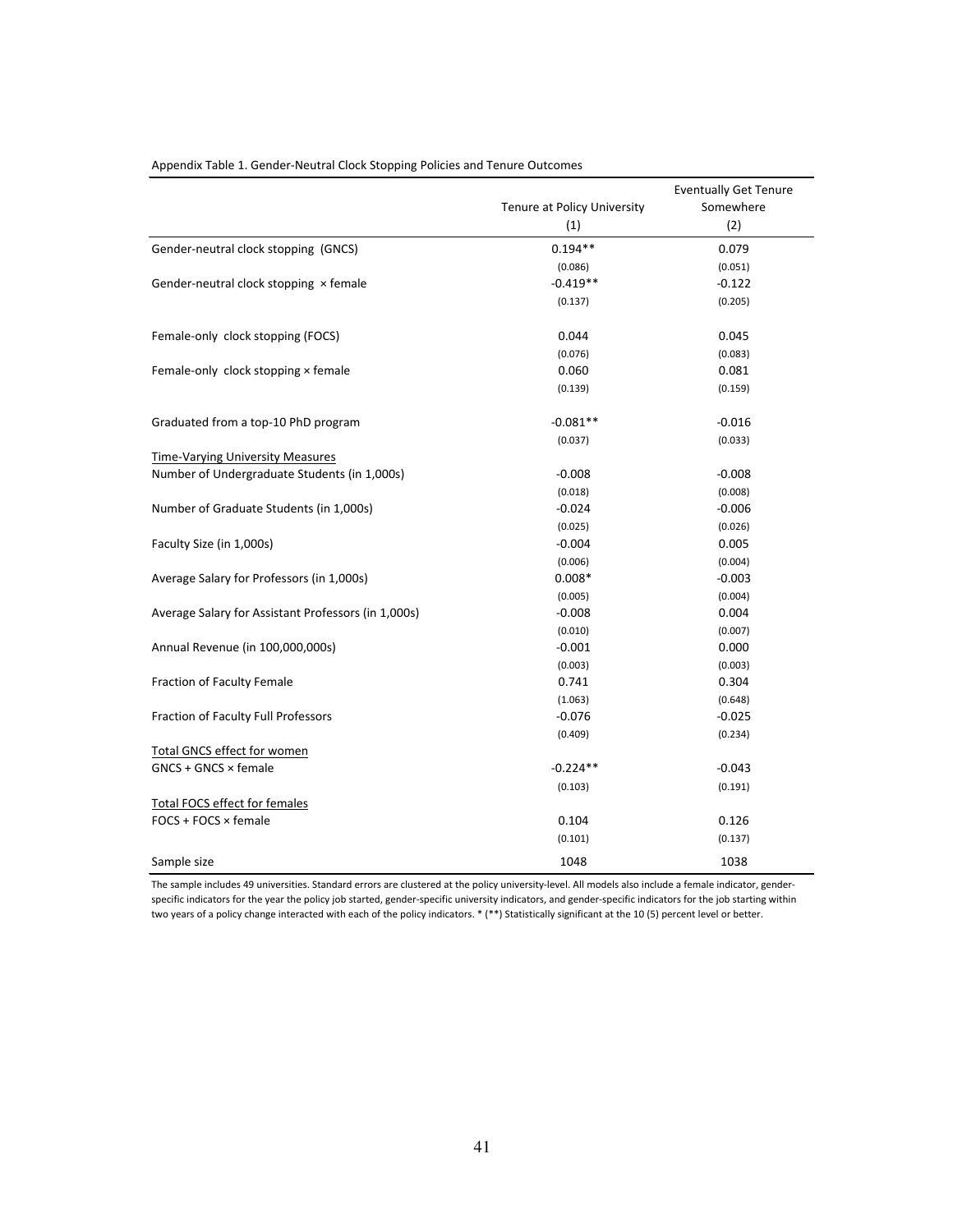Appendix Table 1. Gender-Neutral Clock Stopping Policies and Tenure Outcomes

| | Tenure at Policy University<br>(1) | Eventually Get Tenure Somewhere<br>(2) |
|---|---|---|
| Gender-neutral clock stopping (GNCS) | 0.194** | 0.079 |
| | (0.086) | (0.051) |
| Gender-neutral clock stopping × female | -0.419** | -0.122 |
| | (0.137) | (0.205) |
| Female-only clock stopping (FOCS) | 0.044 | 0.045 |
| | (0.076) | (0.083) |
| Female-only clock stopping × female | 0.060 | 0.081 |
| | (0.139) | (0.159) |
| Graduated from a top-10 PhD program | -0.081** | -0.016 |
| | (0.037) | (0.033) |
| Time-Varying University Measures | | |
| Number of Undergraduate Students (in 1,000s) | -0.008 | -0.008 |
| | (0.018) | (0.008) |
| Number of Graduate Students (in 1,000s) | -0.024 | -0.006 |
| | (0.025) | (0.026) |
| Faculty Size (in 1,000s) | -0.004 | 0.005 |
| | (0.006) | (0.004) |
| Average Salary for Professors (in 1,000s) | 0.008* | -0.003 |
| | (0.005) | (0.004) |
| Average Salary for Assistant Professors (in 1,000s) | -0.008 | 0.004 |
| | (0.010) | (0.007) |
| Annual Revenue (in 100,000,000s) | -0.001 | 0.000 |
| | (0.003) | (0.003) |
| Fraction of Faculty Female | 0.741 | 0.304 |
| | (1.063) | (0.648) |
| Fraction of Faculty Full Professors | -0.076 | -0.025 |
| | (0.409) | (0.234) |
| Total GNCS effect for women | | |
| GNCS + GNCS × female | -0.224** | -0.043 |
| | (0.103) | (0.191) |
| Total FOCS effect for females | | |
| FOCS + FOCS × female | 0.104 | 0.126 |
| | (0.101) | (0.137) |
| Sample size | 1048 | 1038 |

The sample includes 49 universities. Standard errors are clustered at the policy university-level. All models also include a female indicator, gender-specific indicators for the year the policy job started, gender-specific university indicators, and gender-specific indicators for the job starting within two years of a policy change interacted with each of the policy indicators. * (**) Statistically significant at the 10 (5) percent level or better.